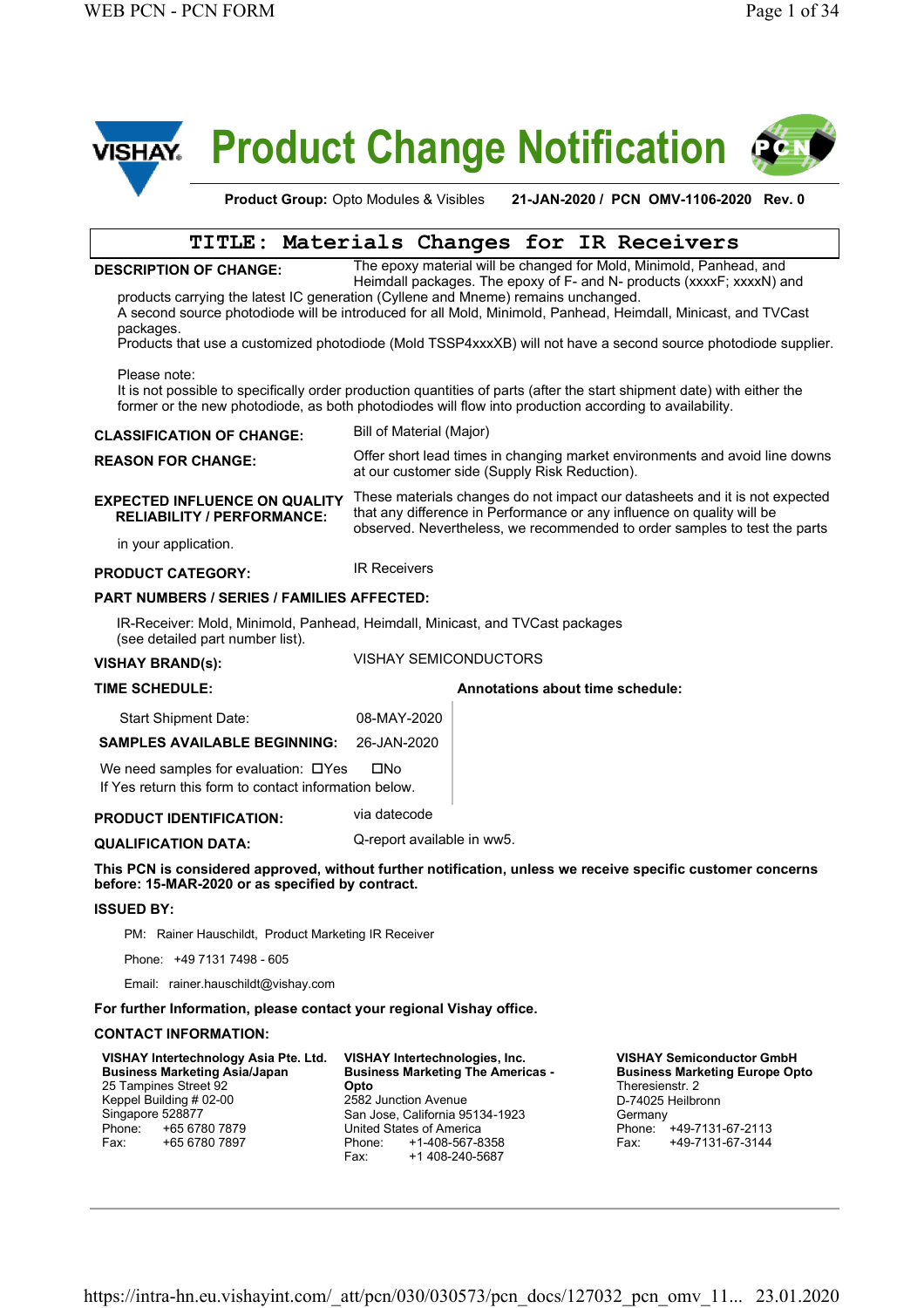# Product Change Notification

**Product Group:** Opto Modules & Visibles **21-JAN-2020 / PCN OMV-1106-2020 Rev. 0**

## TITLE: Materials Changes for IR Receivers

**DESCRIPTION OF CHANGE:** The epoxy material will be changed for Mold, Minimold, Panhead, and Heimdall packages. The epoxy of F- and N- products (xxxxF; xxxxN) and products carrying the latest IC generation (Cyllene and Mneme) remains unchanged.
A second source photodiode will be introduced for all Mold, Minimold, Panhead, Heimdall, Minicast, and TVCast packages.
Products that use a customized photodiode (Mold TSSP4xxxXB) will not have a second source photodiode supplier.

Please note:
It is not possible to specifically order production quantities of parts (after the start shipment date) with either the former or the new photodiode, as both photodiodes will flow into production according to availability.

**CLASSIFICATION OF CHANGE:** Bill of Material (Major)

**REASON FOR CHANGE:** Offer short lead times in changing market environments and avoid line downs at our customer side (Supply Risk Reduction).

**EXPECTED INFLUENCE ON QUALITY RELIABILITY / PERFORMANCE:** These materials changes do not impact our datasheets and it is not expected that any difference in Performance or any influence on quality will be observed. Nevertheless, we recommended to order samples to test the parts in your application.

**PRODUCT CATEGORY:** IR Receivers

**PART NUMBERS / SERIES / FAMILIES AFFECTED:**

IR-Receiver: Mold, Minimold, Panhead, Heimdall, Minicast, and TVCast packages
(see detailed part number list).

**VISHAY BRAND(s):** VISHAY SEMICONDUCTORS

**TIME SCHEDULE:**

| | | Annotations about time schedule: |
|---|---|---|
| Start Shipment Date: | 08-MAY-2020 | |
| **SAMPLES AVAILABLE BEGINNING:** | 26-JAN-2020 | |

We need samples for evaluation: ☐Yes ☐No
If Yes return this form to contact information below.

**PRODUCT IDENTIFICATION:** via datecode

**QUALIFICATION DATA:** Q-report available in ww5.

**This PCN is considered approved, without further notification, unless we receive specific customer concerns before: 15-MAR-2020 or as specified by contract.**

**ISSUED BY:**

PM: Rainer Hauschildt, Product Marketing IR Receiver

Phone: +49 7131 7498 - 605

Email: rainer.hauschildt@vishay.com

**For further Information, please contact your regional Vishay office.**

**CONTACT INFORMATION:**

**VISHAY Intertechnology Asia Pte. Ltd.**
**Business Marketing Asia/Japan**
25 Tampines Street 92
Keppel Building # 02-00
Singapore 528877
Phone: +65 6780 7879
Fax: +65 6780 7897

**VISHAY Intertechnologies, Inc.**
**Business Marketing The Americas - Opto**
2582 Junction Avenue
San Jose, California 95134-1923
United States of America
Phone: +1-408-567-8358
Fax: +1 408-240-5687

**VISHAY Semiconductor GmbH**
**Business Marketing Europe Opto**
Theresienstr. 2
D-74025 Heilbronn
Germany
Phone: +49-7131-67-2113
Fax: +49-7131-67-3144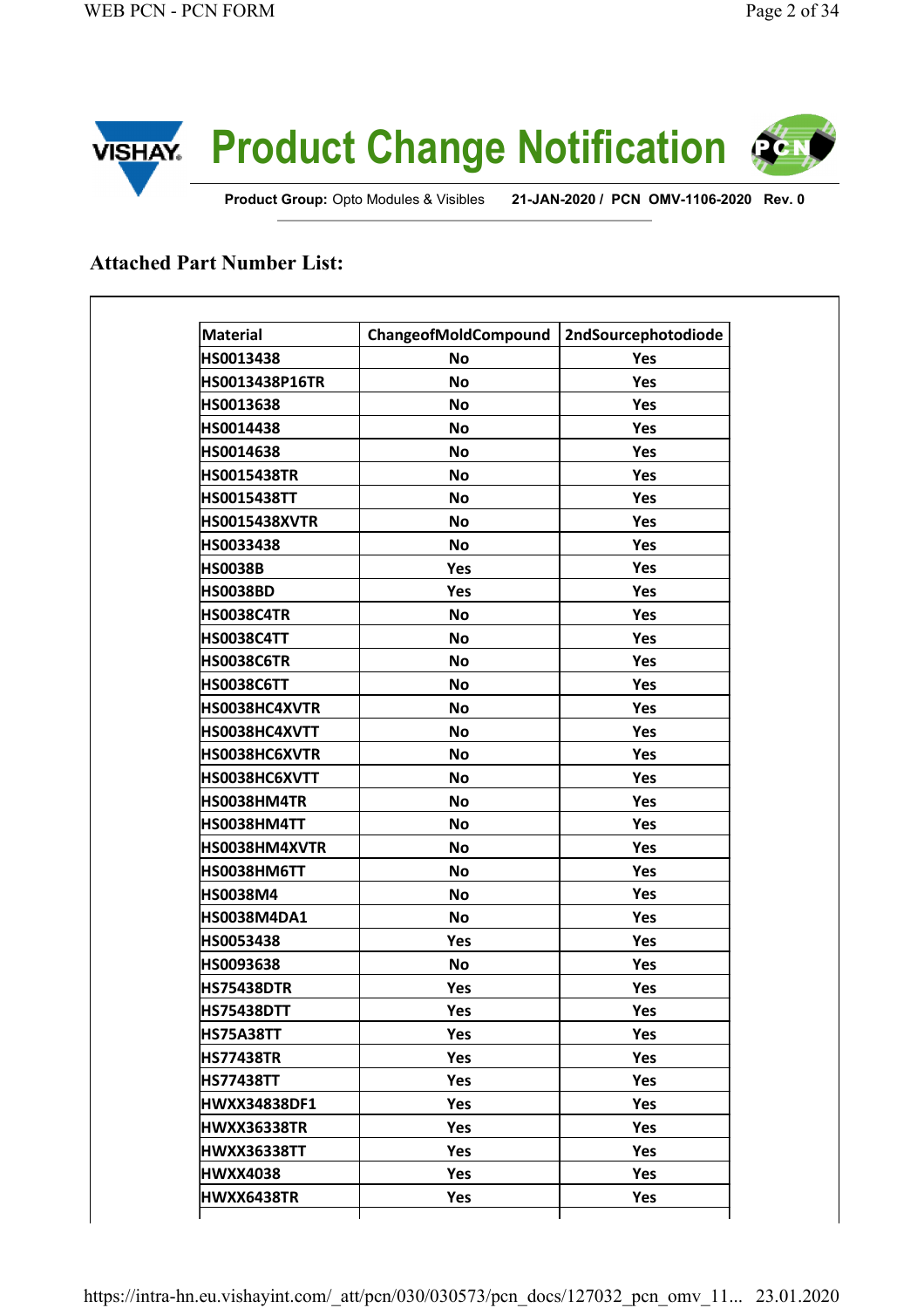# Product Change Notification

**Product Group:** Opto Modules & Visibles **21-JAN-2020 / PCN OMV-1106-2020 Rev. 0**

## Attached Part Number List:

| Material | ChangeofMoldCompound | 2ndSourcephotodiode |
|---|---|---|
| HS0013438 | No | Yes |
| HS0013438P16TR | No | Yes |
| HS0013638 | No | Yes |
| HS0014438 | No | Yes |
| HS0014638 | No | Yes |
| HS0015438TR | No | Yes |
| HS0015438TT | No | Yes |
| HS0015438XVTR | No | Yes |
| HS0033438 | No | Yes |
| HS0038B | Yes | Yes |
| HS0038BD | Yes | Yes |
| HS0038C4TR | No | Yes |
| HS0038C4TT | No | Yes |
| HS0038C6TR | No | Yes |
| HS0038C6TT | No | Yes |
| HS0038HC4XVTR | No | Yes |
| HS0038HC4XVTT | No | Yes |
| HS0038HC6XVTR | No | Yes |
| HS0038HC6XVTT | No | Yes |
| HS0038HM4TR | No | Yes |
| HS0038HM4TT | No | Yes |
| HS0038HM4XVTR | No | Yes |
| HS0038HM6TT | No | Yes |
| HS0038M4 | No | Yes |
| HS0038M4DA1 | No | Yes |
| HS0053438 | Yes | Yes |
| HS0093638 | No | Yes |
| HS75438DTR | Yes | Yes |
| HS75438DTT | Yes | Yes |
| HS75A38TT | Yes | Yes |
| HS77438TR | Yes | Yes |
| HS77438TT | Yes | Yes |
| HWXX34838DF1 | Yes | Yes |
| HWXX36338TR | Yes | Yes |
| HWXX36338TT | Yes | Yes |
| HWXX4038 | Yes | Yes |
| HWXX6438TR | Yes | Yes |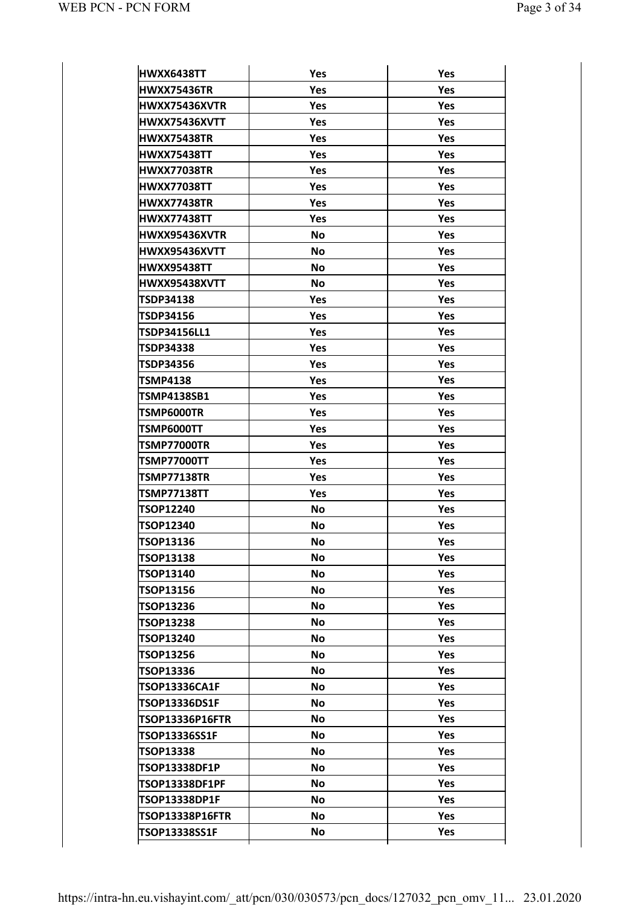| | | |
|---|---|---|
| HWXX6438TT | Yes | Yes |
| HWXX75436TR | Yes | Yes |
| HWXX75436XVTR | Yes | Yes |
| HWXX75436XVTT | Yes | Yes |
| HWXX75438TR | Yes | Yes |
| HWXX75438TT | Yes | Yes |
| HWXX77038TR | Yes | Yes |
| HWXX77038TT | Yes | Yes |
| HWXX77438TR | Yes | Yes |
| HWXX77438TT | Yes | Yes |
| HWXX95436XVTR | No | Yes |
| HWXX95436XVTT | No | Yes |
| HWXX95438TT | No | Yes |
| HWXX95438XVTT | No | Yes |
| TSDP34138 | Yes | Yes |
| TSDP34156 | Yes | Yes |
| TSDP34156LL1 | Yes | Yes |
| TSDP34338 | Yes | Yes |
| TSDP34356 | Yes | Yes |
| TSMP4138 | Yes | Yes |
| TSMP4138SB1 | Yes | Yes |
| TSMP6000TR | Yes | Yes |
| TSMP6000TT | Yes | Yes |
| TSMP77000TR | Yes | Yes |
| TSMP77000TT | Yes | Yes |
| TSMP77138TR | Yes | Yes |
| TSMP77138TT | Yes | Yes |
| TSOP12240 | No | Yes |
| TSOP12340 | No | Yes |
| TSOP13136 | No | Yes |
| TSOP13138 | No | Yes |
| TSOP13140 | No | Yes |
| TSOP13156 | No | Yes |
| TSOP13236 | No | Yes |
| TSOP13238 | No | Yes |
| TSOP13240 | No | Yes |
| TSOP13256 | No | Yes |
| TSOP13336 | No | Yes |
| TSOP13336CA1F | No | Yes |
| TSOP13336DS1F | No | Yes |
| TSOP13336P16FTR | No | Yes |
| TSOP13336SS1F | No | Yes |
| TSOP13338 | No | Yes |
| TSOP13338DF1P | No | Yes |
| TSOP13338DF1PF | No | Yes |
| TSOP13338DP1F | No | Yes |
| TSOP13338P16FTR | No | Yes |
| TSOP13338SS1F | No | Yes |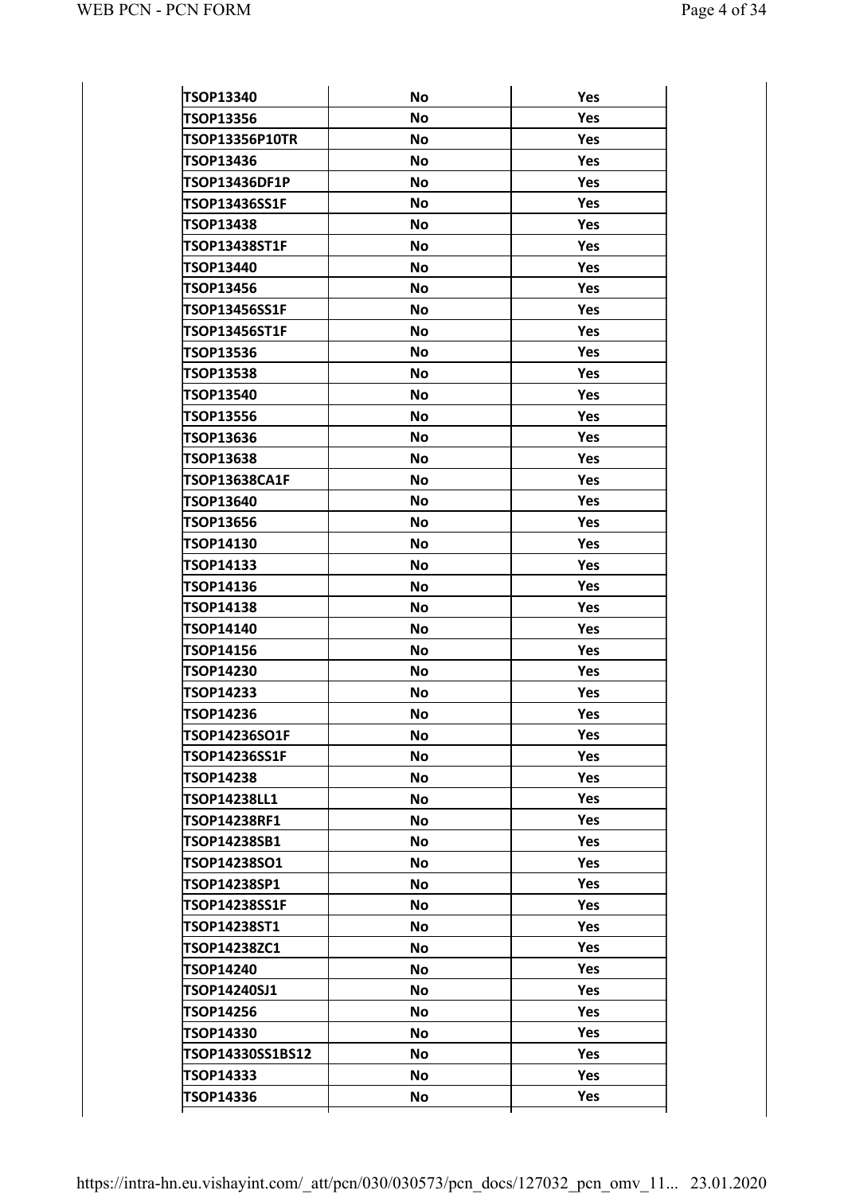| | | |
|---|---|---|
| TSOP13340 | No | Yes |
| TSOP13356 | No | Yes |
| TSOP13356P10TR | No | Yes |
| TSOP13436 | No | Yes |
| TSOP13436DF1P | No | Yes |
| TSOP13436SS1F | No | Yes |
| TSOP13438 | No | Yes |
| TSOP13438ST1F | No | Yes |
| TSOP13440 | No | Yes |
| TSOP13456 | No | Yes |
| TSOP13456SS1F | No | Yes |
| TSOP13456ST1F | No | Yes |
| TSOP13536 | No | Yes |
| TSOP13538 | No | Yes |
| TSOP13540 | No | Yes |
| TSOP13556 | No | Yes |
| TSOP13636 | No | Yes |
| TSOP13638 | No | Yes |
| TSOP13638CA1F | No | Yes |
| TSOP13640 | No | Yes |
| TSOP13656 | No | Yes |
| TSOP14130 | No | Yes |
| TSOP14133 | No | Yes |
| TSOP14136 | No | Yes |
| TSOP14138 | No | Yes |
| TSOP14140 | No | Yes |
| TSOP14156 | No | Yes |
| TSOP14230 | No | Yes |
| TSOP14233 | No | Yes |
| TSOP14236 | No | Yes |
| TSOP14236SO1F | No | Yes |
| TSOP14236SS1F | No | Yes |
| TSOP14238 | No | Yes |
| TSOP14238LL1 | No | Yes |
| TSOP14238RF1 | No | Yes |
| TSOP14238SB1 | No | Yes |
| TSOP14238SO1 | No | Yes |
| TSOP14238SP1 | No | Yes |
| TSOP14238SS1F | No | Yes |
| TSOP14238ST1 | No | Yes |
| TSOP14238ZC1 | No | Yes |
| TSOP14240 | No | Yes |
| TSOP14240SJ1 | No | Yes |
| TSOP14256 | No | Yes |
| TSOP14330 | No | Yes |
| TSOP14330SS1BS12 | No | Yes |
| TSOP14333 | No | Yes |
| TSOP14336 | No | Yes |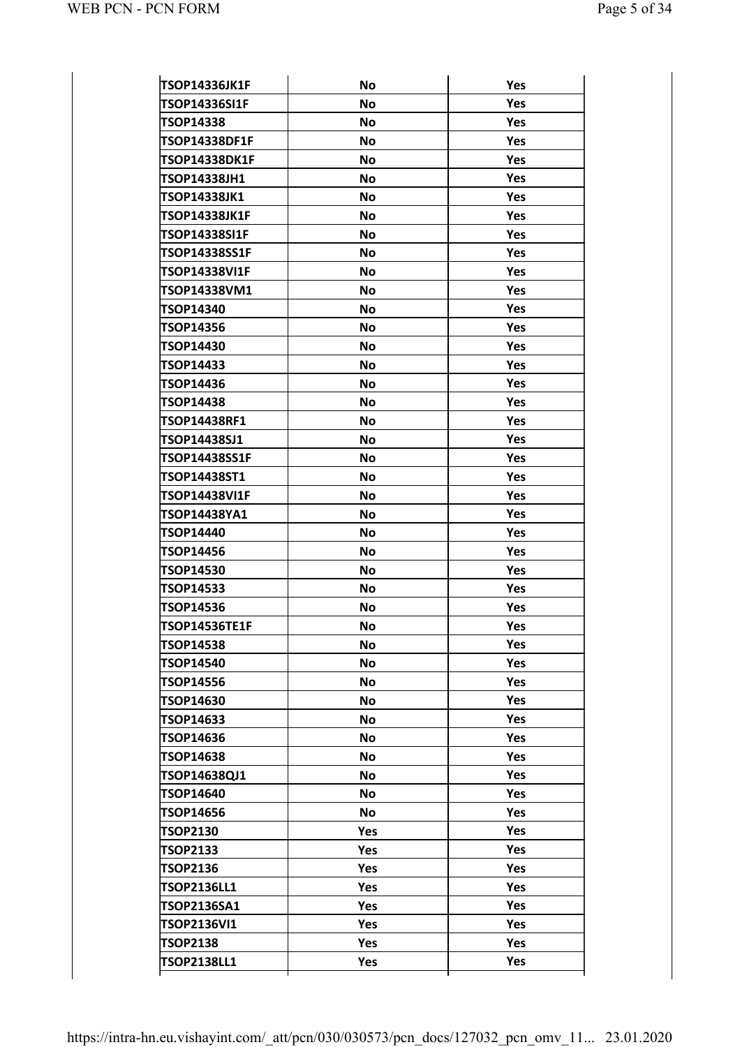| | | |
|---|---|---|
| TSOP14336JK1F | No | Yes |
| TSOP14336SI1F | No | Yes |
| TSOP14338 | No | Yes |
| TSOP14338DF1F | No | Yes |
| TSOP14338DK1F | No | Yes |
| TSOP14338JH1 | No | Yes |
| TSOP14338JK1 | No | Yes |
| TSOP14338JK1F | No | Yes |
| TSOP14338SI1F | No | Yes |
| TSOP14338SS1F | No | Yes |
| TSOP14338VI1F | No | Yes |
| TSOP14338VM1 | No | Yes |
| TSOP14340 | No | Yes |
| TSOP14356 | No | Yes |
| TSOP14430 | No | Yes |
| TSOP14433 | No | Yes |
| TSOP14436 | No | Yes |
| TSOP14438 | No | Yes |
| TSOP14438RF1 | No | Yes |
| TSOP14438SJ1 | No | Yes |
| TSOP14438SS1F | No | Yes |
| TSOP14438ST1 | No | Yes |
| TSOP14438VI1F | No | Yes |
| TSOP14438YA1 | No | Yes |
| TSOP14440 | No | Yes |
| TSOP14456 | No | Yes |
| TSOP14530 | No | Yes |
| TSOP14533 | No | Yes |
| TSOP14536 | No | Yes |
| TSOP14536TE1F | No | Yes |
| TSOP14538 | No | Yes |
| TSOP14540 | No | Yes |
| TSOP14556 | No | Yes |
| TSOP14630 | No | Yes |
| TSOP14633 | No | Yes |
| TSOP14636 | No | Yes |
| TSOP14638 | No | Yes |
| TSOP14638QJ1 | No | Yes |
| TSOP14640 | No | Yes |
| TSOP14656 | No | Yes |
| TSOP2130 | Yes | Yes |
| TSOP2133 | Yes | Yes |
| TSOP2136 | Yes | Yes |
| TSOP2136LL1 | Yes | Yes |
| TSOP2136SA1 | Yes | Yes |
| TSOP2136VI1 | Yes | Yes |
| TSOP2138 | Yes | Yes |
| TSOP2138LL1 | Yes | Yes |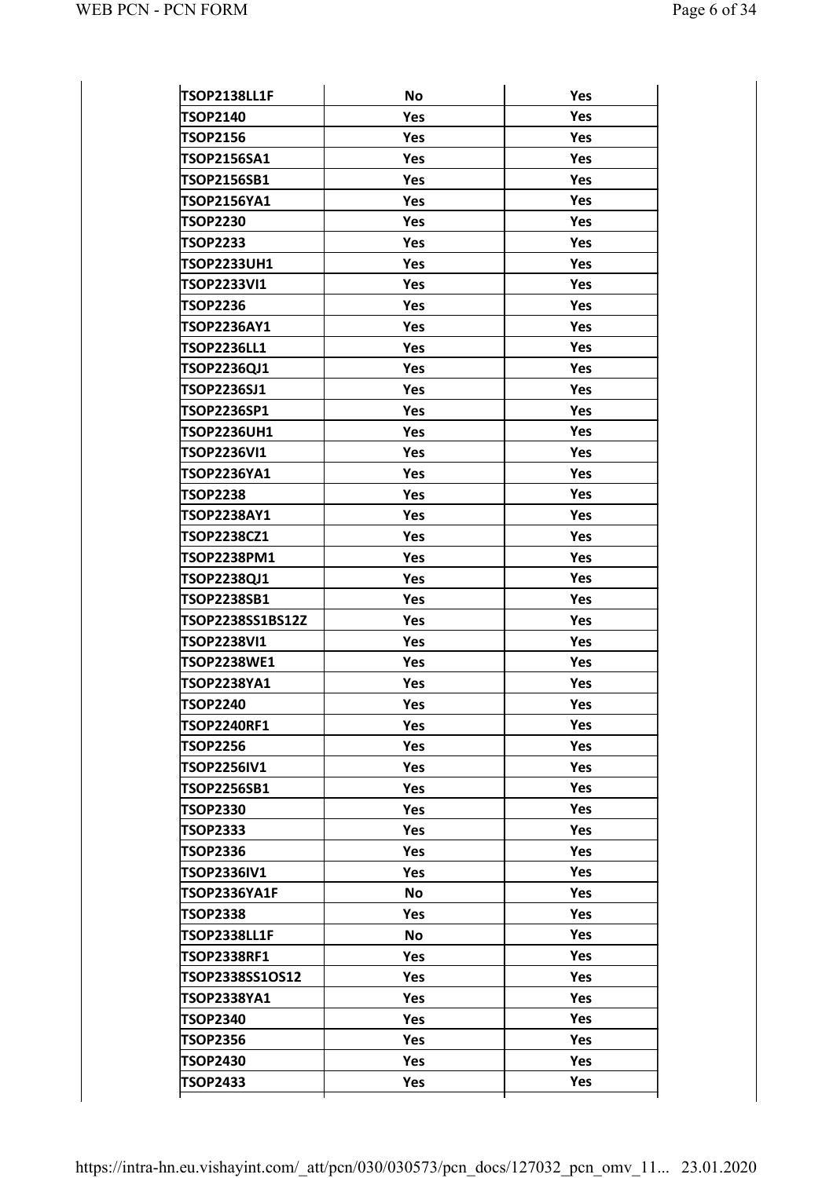| | | |
|---|---|---|
| TSOP2138LL1F | No | Yes |
| TSOP2140 | Yes | Yes |
| TSOP2156 | Yes | Yes |
| TSOP2156SA1 | Yes | Yes |
| TSOP2156SB1 | Yes | Yes |
| TSOP2156YA1 | Yes | Yes |
| TSOP2230 | Yes | Yes |
| TSOP2233 | Yes | Yes |
| TSOP2233UH1 | Yes | Yes |
| TSOP2233VI1 | Yes | Yes |
| TSOP2236 | Yes | Yes |
| TSOP2236AY1 | Yes | Yes |
| TSOP2236LL1 | Yes | Yes |
| TSOP2236QJ1 | Yes | Yes |
| TSOP2236SJ1 | Yes | Yes |
| TSOP2236SP1 | Yes | Yes |
| TSOP2236UH1 | Yes | Yes |
| TSOP2236VI1 | Yes | Yes |
| TSOP2236YA1 | Yes | Yes |
| TSOP2238 | Yes | Yes |
| TSOP2238AY1 | Yes | Yes |
| TSOP2238CZ1 | Yes | Yes |
| TSOP2238PM1 | Yes | Yes |
| TSOP2238QJ1 | Yes | Yes |
| TSOP2238SB1 | Yes | Yes |
| TSOP2238SS1BS12Z | Yes | Yes |
| TSOP2238VI1 | Yes | Yes |
| TSOP2238WE1 | Yes | Yes |
| TSOP2238YA1 | Yes | Yes |
| TSOP2240 | Yes | Yes |
| TSOP2240RF1 | Yes | Yes |
| TSOP2256 | Yes | Yes |
| TSOP2256IV1 | Yes | Yes |
| TSOP2256SB1 | Yes | Yes |
| TSOP2330 | Yes | Yes |
| TSOP2333 | Yes | Yes |
| TSOP2336 | Yes | Yes |
| TSOP2336IV1 | Yes | Yes |
| TSOP2336YA1F | No | Yes |
| TSOP2338 | Yes | Yes |
| TSOP2338LL1F | No | Yes |
| TSOP2338RF1 | Yes | Yes |
| TSOP2338SS1OS12 | Yes | Yes |
| TSOP2338YA1 | Yes | Yes |
| TSOP2340 | Yes | Yes |
| TSOP2356 | Yes | Yes |
| TSOP2430 | Yes | Yes |
| TSOP2433 | Yes | Yes |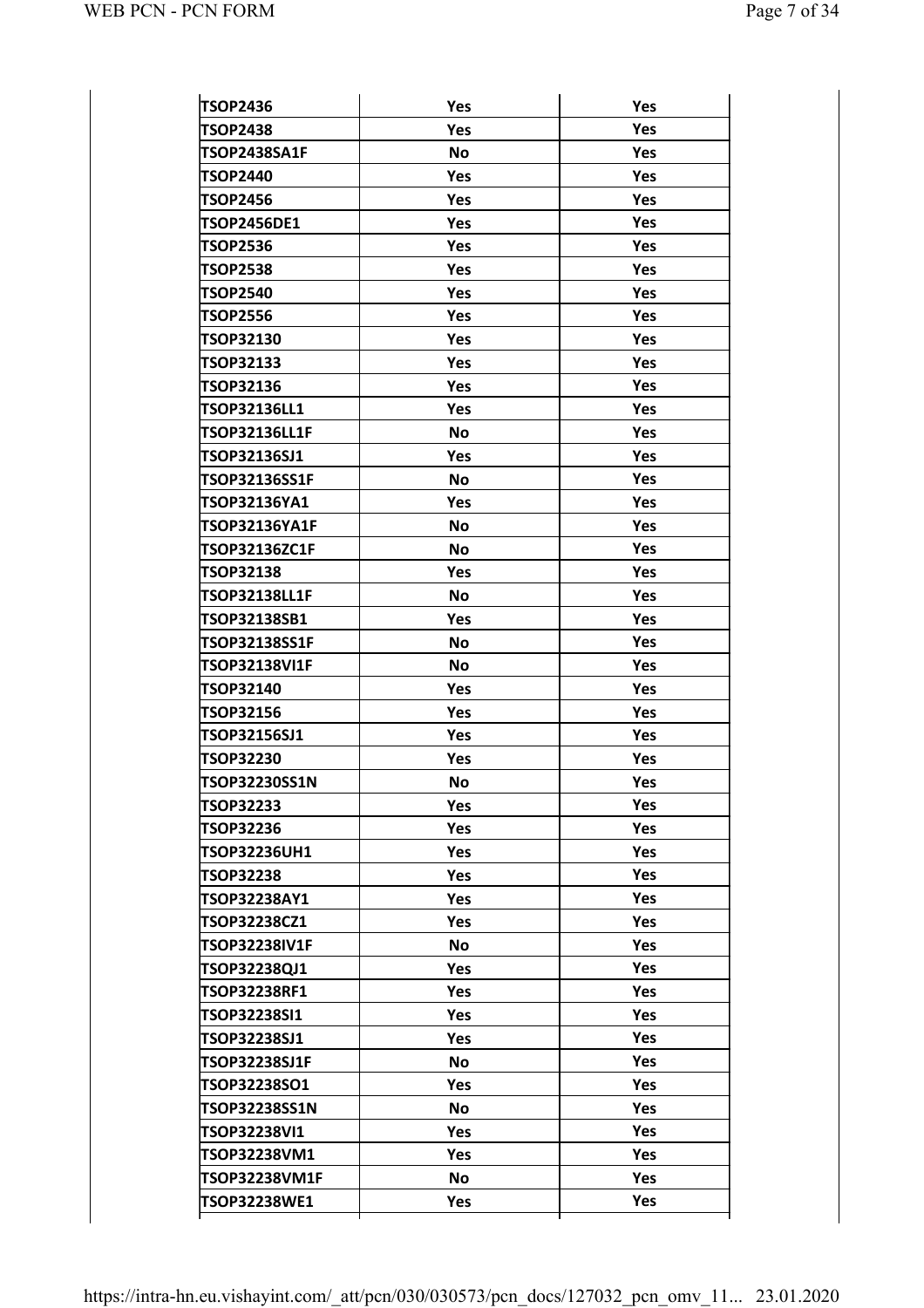| | | |
|---|---|---|
| TSOP2436 | Yes | Yes |
| TSOP2438 | Yes | Yes |
| TSOP2438SA1F | No | Yes |
| TSOP2440 | Yes | Yes |
| TSOP2456 | Yes | Yes |
| TSOP2456DE1 | Yes | Yes |
| TSOP2536 | Yes | Yes |
| TSOP2538 | Yes | Yes |
| TSOP2540 | Yes | Yes |
| TSOP2556 | Yes | Yes |
| TSOP32130 | Yes | Yes |
| TSOP32133 | Yes | Yes |
| TSOP32136 | Yes | Yes |
| TSOP32136LL1 | Yes | Yes |
| TSOP32136LL1F | No | Yes |
| TSOP32136SJ1 | Yes | Yes |
| TSOP32136SS1F | No | Yes |
| TSOP32136YA1 | Yes | Yes |
| TSOP32136YA1F | No | Yes |
| TSOP32136ZC1F | No | Yes |
| TSOP32138 | Yes | Yes |
| TSOP32138LL1F | No | Yes |
| TSOP32138SB1 | Yes | Yes |
| TSOP32138SS1F | No | Yes |
| TSOP32138VI1F | No | Yes |
| TSOP32140 | Yes | Yes |
| TSOP32156 | Yes | Yes |
| TSOP32156SJ1 | Yes | Yes |
| TSOP32230 | Yes | Yes |
| TSOP32230SS1N | No | Yes |
| TSOP32233 | Yes | Yes |
| TSOP32236 | Yes | Yes |
| TSOP32236UH1 | Yes | Yes |
| TSOP32238 | Yes | Yes |
| TSOP32238AY1 | Yes | Yes |
| TSOP32238CZ1 | Yes | Yes |
| TSOP32238IV1F | No | Yes |
| TSOP32238QJ1 | Yes | Yes |
| TSOP32238RF1 | Yes | Yes |
| TSOP32238SI1 | Yes | Yes |
| TSOP32238SJ1 | Yes | Yes |
| TSOP32238SJ1F | No | Yes |
| TSOP32238SO1 | Yes | Yes |
| TSOP32238SS1N | No | Yes |
| TSOP32238VI1 | Yes | Yes |
| TSOP32238VM1 | Yes | Yes |
| TSOP32238VM1F | No | Yes |
| TSOP32238WE1 | Yes | Yes |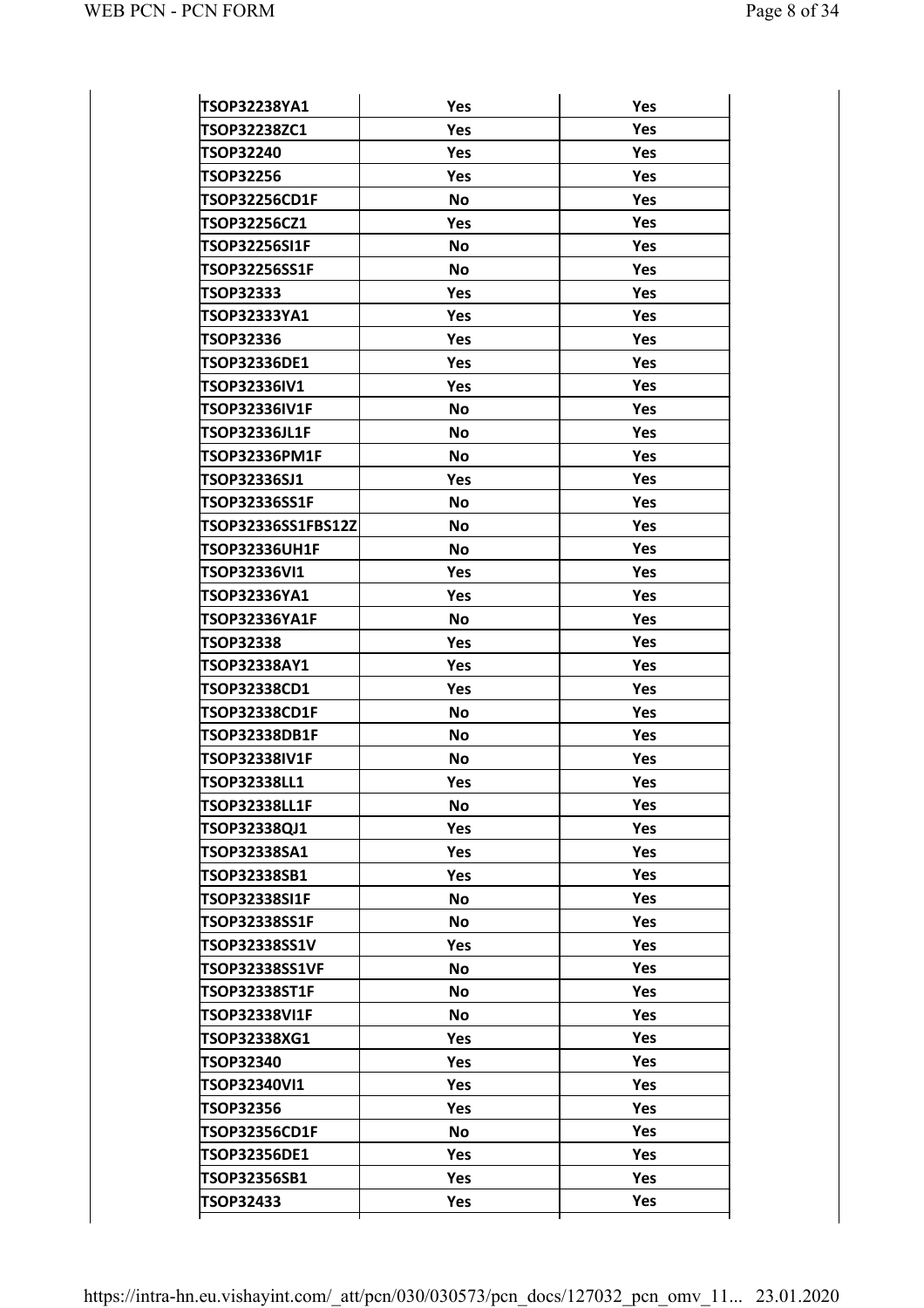| | | |
|---|---|---|
| TSOP32238YA1 | Yes | Yes |
| TSOP32238ZC1 | Yes | Yes |
| TSOP32240 | Yes | Yes |
| TSOP32256 | Yes | Yes |
| TSOP32256CD1F | No | Yes |
| TSOP32256CZ1 | Yes | Yes |
| TSOP32256SI1F | No | Yes |
| TSOP32256SS1F | No | Yes |
| TSOP32333 | Yes | Yes |
| TSOP32333YA1 | Yes | Yes |
| TSOP32336 | Yes | Yes |
| TSOP32336DE1 | Yes | Yes |
| TSOP32336IV1 | Yes | Yes |
| TSOP32336IV1F | No | Yes |
| TSOP32336JL1F | No | Yes |
| TSOP32336PM1F | No | Yes |
| TSOP32336SJ1 | Yes | Yes |
| TSOP32336SS1F | No | Yes |
| TSOP32336SS1FBS12Z | No | Yes |
| TSOP32336UH1F | No | Yes |
| TSOP32336VI1 | Yes | Yes |
| TSOP32336YA1 | Yes | Yes |
| TSOP32336YA1F | No | Yes |
| TSOP32338 | Yes | Yes |
| TSOP32338AY1 | Yes | Yes |
| TSOP32338CD1 | Yes | Yes |
| TSOP32338CD1F | No | Yes |
| TSOP32338DB1F | No | Yes |
| TSOP32338IV1F | No | Yes |
| TSOP32338LL1 | Yes | Yes |
| TSOP32338LL1F | No | Yes |
| TSOP32338QJ1 | Yes | Yes |
| TSOP32338SA1 | Yes | Yes |
| TSOP32338SB1 | Yes | Yes |
| TSOP32338SI1F | No | Yes |
| TSOP32338SS1F | No | Yes |
| TSOP32338SS1V | Yes | Yes |
| TSOP32338SS1VF | No | Yes |
| TSOP32338ST1F | No | Yes |
| TSOP32338VI1F | No | Yes |
| TSOP32338XG1 | Yes | Yes |
| TSOP32340 | Yes | Yes |
| TSOP32340VI1 | Yes | Yes |
| TSOP32356 | Yes | Yes |
| TSOP32356CD1F | No | Yes |
| TSOP32356DE1 | Yes | Yes |
| TSOP32356SB1 | Yes | Yes |
| TSOP32433 | Yes | Yes |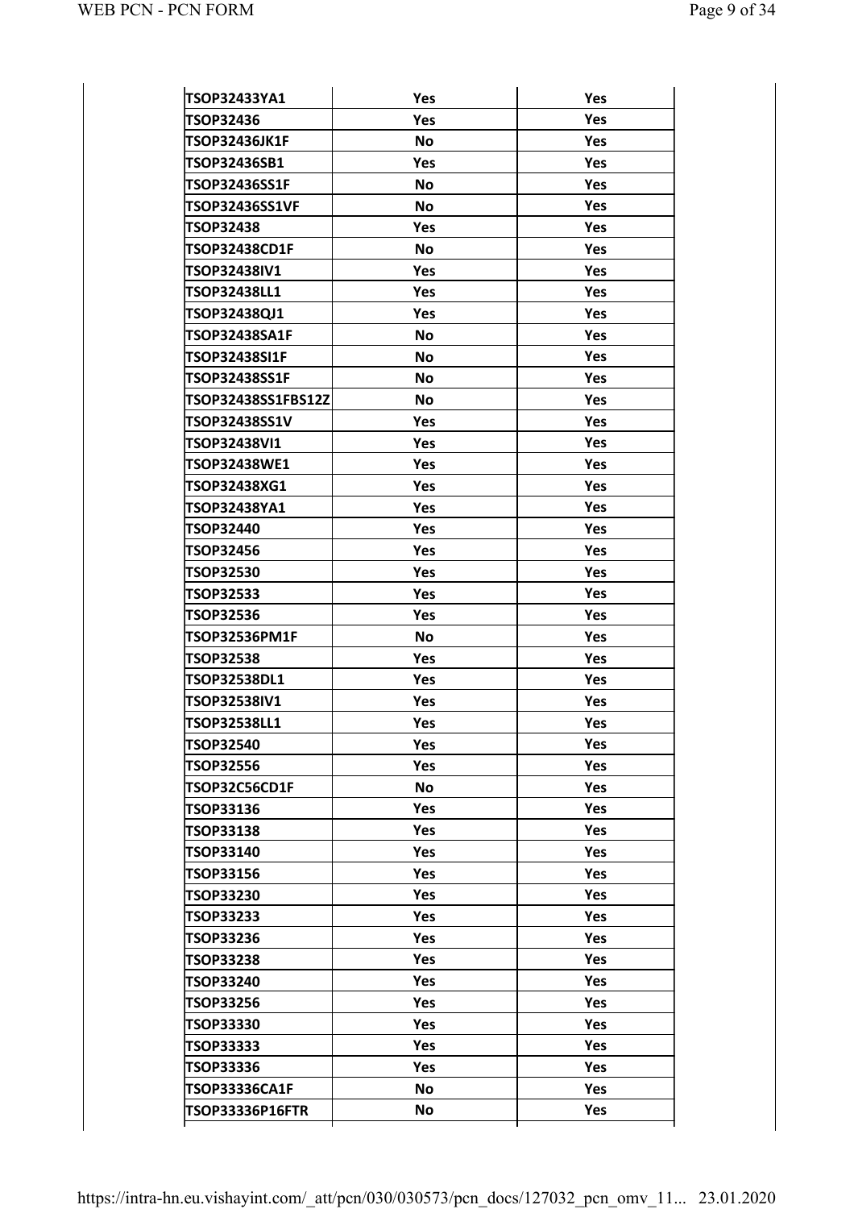| | | |
|---|---|---|
| TSOP32433YA1 | Yes | Yes |
| TSOP32436 | Yes | Yes |
| TSOP32436JK1F | No | Yes |
| TSOP32436SB1 | Yes | Yes |
| TSOP32436SS1F | No | Yes |
| TSOP32436SS1VF | No | Yes |
| TSOP32438 | Yes | Yes |
| TSOP32438CD1F | No | Yes |
| TSOP32438IV1 | Yes | Yes |
| TSOP32438LL1 | Yes | Yes |
| TSOP32438QJ1 | Yes | Yes |
| TSOP32438SA1F | No | Yes |
| TSOP32438SI1F | No | Yes |
| TSOP32438SS1F | No | Yes |
| TSOP32438SS1FBS12Z | No | Yes |
| TSOP32438SS1V | Yes | Yes |
| TSOP32438VI1 | Yes | Yes |
| TSOP32438WE1 | Yes | Yes |
| TSOP32438XG1 | Yes | Yes |
| TSOP32438YA1 | Yes | Yes |
| TSOP32440 | Yes | Yes |
| TSOP32456 | Yes | Yes |
| TSOP32530 | Yes | Yes |
| TSOP32533 | Yes | Yes |
| TSOP32536 | Yes | Yes |
| TSOP32536PM1F | No | Yes |
| TSOP32538 | Yes | Yes |
| TSOP32538DL1 | Yes | Yes |
| TSOP32538IV1 | Yes | Yes |
| TSOP32538LL1 | Yes | Yes |
| TSOP32540 | Yes | Yes |
| TSOP32556 | Yes | Yes |
| TSOP32C56CD1F | No | Yes |
| TSOP33136 | Yes | Yes |
| TSOP33138 | Yes | Yes |
| TSOP33140 | Yes | Yes |
| TSOP33156 | Yes | Yes |
| TSOP33230 | Yes | Yes |
| TSOP33233 | Yes | Yes |
| TSOP33236 | Yes | Yes |
| TSOP33238 | Yes | Yes |
| TSOP33240 | Yes | Yes |
| TSOP33256 | Yes | Yes |
| TSOP33330 | Yes | Yes |
| TSOP33333 | Yes | Yes |
| TSOP33336 | Yes | Yes |
| TSOP33336CA1F | No | Yes |
| TSOP33336P16FTR | No | Yes |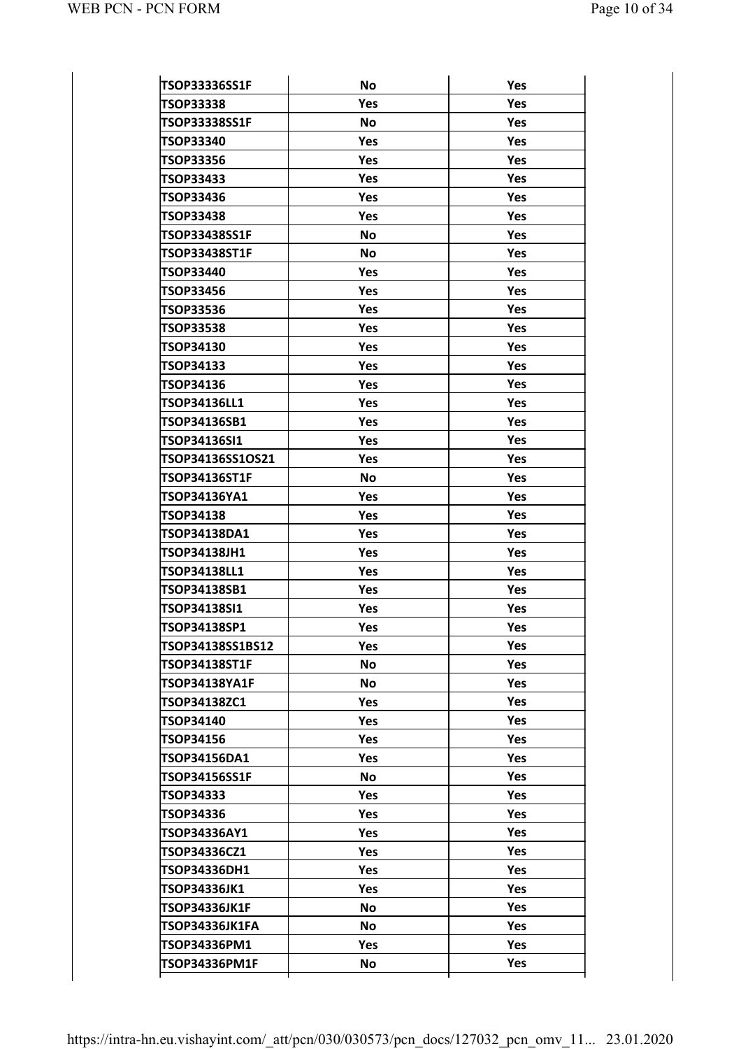| TSOP33336SS1F | No | Yes |
|---|---|---|
| TSOP33338 | Yes | Yes |
| TSOP33338SS1F | No | Yes |
| TSOP33340 | Yes | Yes |
| TSOP33356 | Yes | Yes |
| TSOP33433 | Yes | Yes |
| TSOP33436 | Yes | Yes |
| TSOP33438 | Yes | Yes |
| TSOP33438SS1F | No | Yes |
| TSOP33438ST1F | No | Yes |
| TSOP33440 | Yes | Yes |
| TSOP33456 | Yes | Yes |
| TSOP33536 | Yes | Yes |
| TSOP33538 | Yes | Yes |
| TSOP34130 | Yes | Yes |
| TSOP34133 | Yes | Yes |
| TSOP34136 | Yes | Yes |
| TSOP34136LL1 | Yes | Yes |
| TSOP34136SB1 | Yes | Yes |
| TSOP34136SI1 | Yes | Yes |
| TSOP34136SS1OS21 | Yes | Yes |
| TSOP34136ST1F | No | Yes |
| TSOP34136YA1 | Yes | Yes |
| TSOP34138 | Yes | Yes |
| TSOP34138DA1 | Yes | Yes |
| TSOP34138JH1 | Yes | Yes |
| TSOP34138LL1 | Yes | Yes |
| TSOP34138SB1 | Yes | Yes |
| TSOP34138SI1 | Yes | Yes |
| TSOP34138SP1 | Yes | Yes |
| TSOP34138SS1BS12 | Yes | Yes |
| TSOP34138ST1F | No | Yes |
| TSOP34138YA1F | No | Yes |
| TSOP34138ZC1 | Yes | Yes |
| TSOP34140 | Yes | Yes |
| TSOP34156 | Yes | Yes |
| TSOP34156DA1 | Yes | Yes |
| TSOP34156SS1F | No | Yes |
| TSOP34333 | Yes | Yes |
| TSOP34336 | Yes | Yes |
| TSOP34336AY1 | Yes | Yes |
| TSOP34336CZ1 | Yes | Yes |
| TSOP34336DH1 | Yes | Yes |
| TSOP34336JK1 | Yes | Yes |
| TSOP34336JK1F | No | Yes |
| TSOP34336JK1FA | No | Yes |
| TSOP34336PM1 | Yes | Yes |
| TSOP34336PM1F | No | Yes |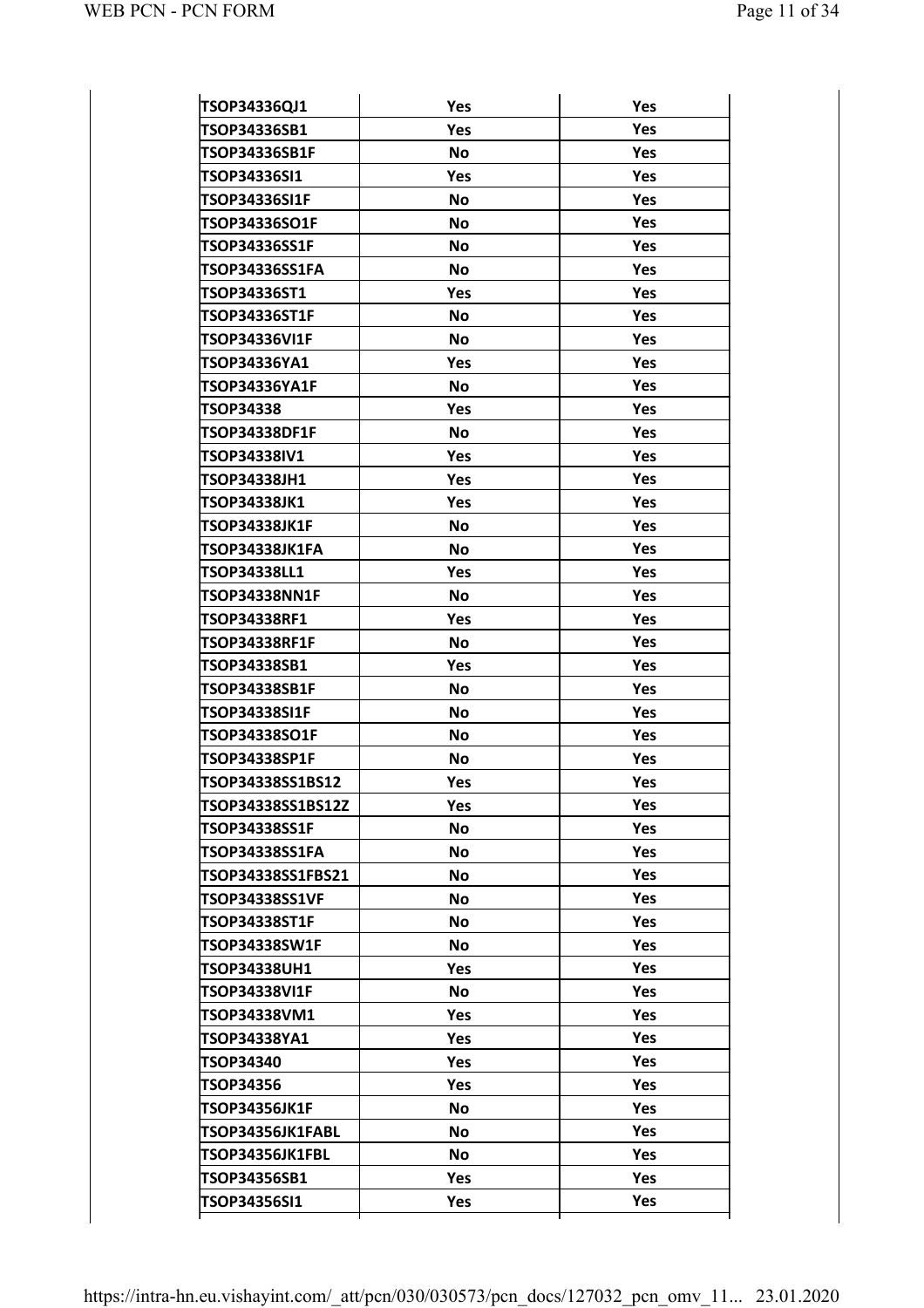| | | |
|---|---|---|
| TSOP34336QJ1 | Yes | Yes |
| TSOP34336SB1 | Yes | Yes |
| TSOP34336SB1F | No | Yes |
| TSOP34336SI1 | Yes | Yes |
| TSOP34336SI1F | No | Yes |
| TSOP34336SO1F | No | Yes |
| TSOP34336SS1F | No | Yes |
| TSOP34336SS1FA | No | Yes |
| TSOP34336ST1 | Yes | Yes |
| TSOP34336ST1F | No | Yes |
| TSOP34336VI1F | No | Yes |
| TSOP34336YA1 | Yes | Yes |
| TSOP34336YA1F | No | Yes |
| TSOP34338 | Yes | Yes |
| TSOP34338DF1F | No | Yes |
| TSOP34338IV1 | Yes | Yes |
| TSOP34338JH1 | Yes | Yes |
| TSOP34338JK1 | Yes | Yes |
| TSOP34338JK1F | No | Yes |
| TSOP34338JK1FA | No | Yes |
| TSOP34338LL1 | Yes | Yes |
| TSOP34338NN1F | No | Yes |
| TSOP34338RF1 | Yes | Yes |
| TSOP34338RF1F | No | Yes |
| TSOP34338SB1 | Yes | Yes |
| TSOP34338SB1F | No | Yes |
| TSOP34338SI1F | No | Yes |
| TSOP34338SO1F | No | Yes |
| TSOP34338SP1F | No | Yes |
| TSOP34338SS1BS12 | Yes | Yes |
| TSOP34338SS1BS12Z | Yes | Yes |
| TSOP34338SS1F | No | Yes |
| TSOP34338SS1FA | No | Yes |
| TSOP34338SS1FBS21 | No | Yes |
| TSOP34338SS1VF | No | Yes |
| TSOP34338ST1F | No | Yes |
| TSOP34338SW1F | No | Yes |
| TSOP34338UH1 | Yes | Yes |
| TSOP34338VI1F | No | Yes |
| TSOP34338VM1 | Yes | Yes |
| TSOP34338YA1 | Yes | Yes |
| TSOP34340 | Yes | Yes |
| TSOP34356 | Yes | Yes |
| TSOP34356JK1F | No | Yes |
| TSOP34356JK1FABL | No | Yes |
| TSOP34356JK1FBL | No | Yes |
| TSOP34356SB1 | Yes | Yes |
| TSOP34356SI1 | Yes | Yes |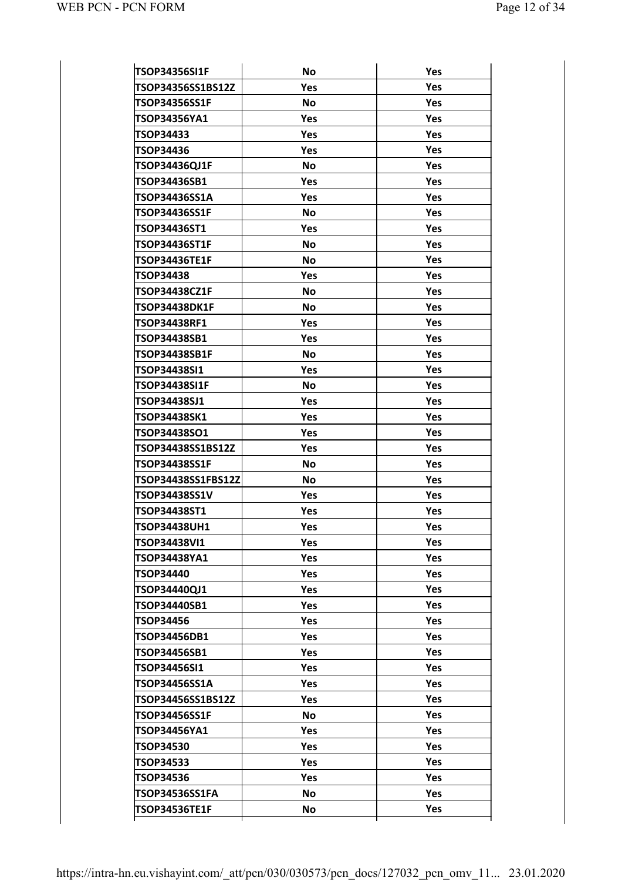| | | |
|---|---|---|
| TSOP34356SI1F | No | Yes |
| TSOP34356SS1BS12Z | Yes | Yes |
| TSOP34356SS1F | No | Yes |
| TSOP34356YA1 | Yes | Yes |
| TSOP34433 | Yes | Yes |
| TSOP34436 | Yes | Yes |
| TSOP34436QJ1F | No | Yes |
| TSOP34436SB1 | Yes | Yes |
| TSOP34436SS1A | Yes | Yes |
| TSOP34436SS1F | No | Yes |
| TSOP34436ST1 | Yes | Yes |
| TSOP34436ST1F | No | Yes |
| TSOP34436TE1F | No | Yes |
| TSOP34438 | Yes | Yes |
| TSOP34438CZ1F | No | Yes |
| TSOP34438DK1F | No | Yes |
| TSOP34438RF1 | Yes | Yes |
| TSOP34438SB1 | Yes | Yes |
| TSOP34438SB1F | No | Yes |
| TSOP34438SI1 | Yes | Yes |
| TSOP34438SI1F | No | Yes |
| TSOP34438SJ1 | Yes | Yes |
| TSOP34438SK1 | Yes | Yes |
| TSOP34438SO1 | Yes | Yes |
| TSOP34438SS1BS12Z | Yes | Yes |
| TSOP34438SS1F | No | Yes |
| TSOP34438SS1FBS12Z | No | Yes |
| TSOP34438SS1V | Yes | Yes |
| TSOP34438ST1 | Yes | Yes |
| TSOP34438UH1 | Yes | Yes |
| TSOP34438VI1 | Yes | Yes |
| TSOP34438YA1 | Yes | Yes |
| TSOP34440 | Yes | Yes |
| TSOP34440QJ1 | Yes | Yes |
| TSOP34440SB1 | Yes | Yes |
| TSOP34456 | Yes | Yes |
| TSOP34456DB1 | Yes | Yes |
| TSOP34456SB1 | Yes | Yes |
| TSOP34456SI1 | Yes | Yes |
| TSOP34456SS1A | Yes | Yes |
| TSOP34456SS1BS12Z | Yes | Yes |
| TSOP34456SS1F | No | Yes |
| TSOP34456YA1 | Yes | Yes |
| TSOP34530 | Yes | Yes |
| TSOP34533 | Yes | Yes |
| TSOP34536 | Yes | Yes |
| TSOP34536SS1FA | No | Yes |
| TSOP34536TE1F | No | Yes |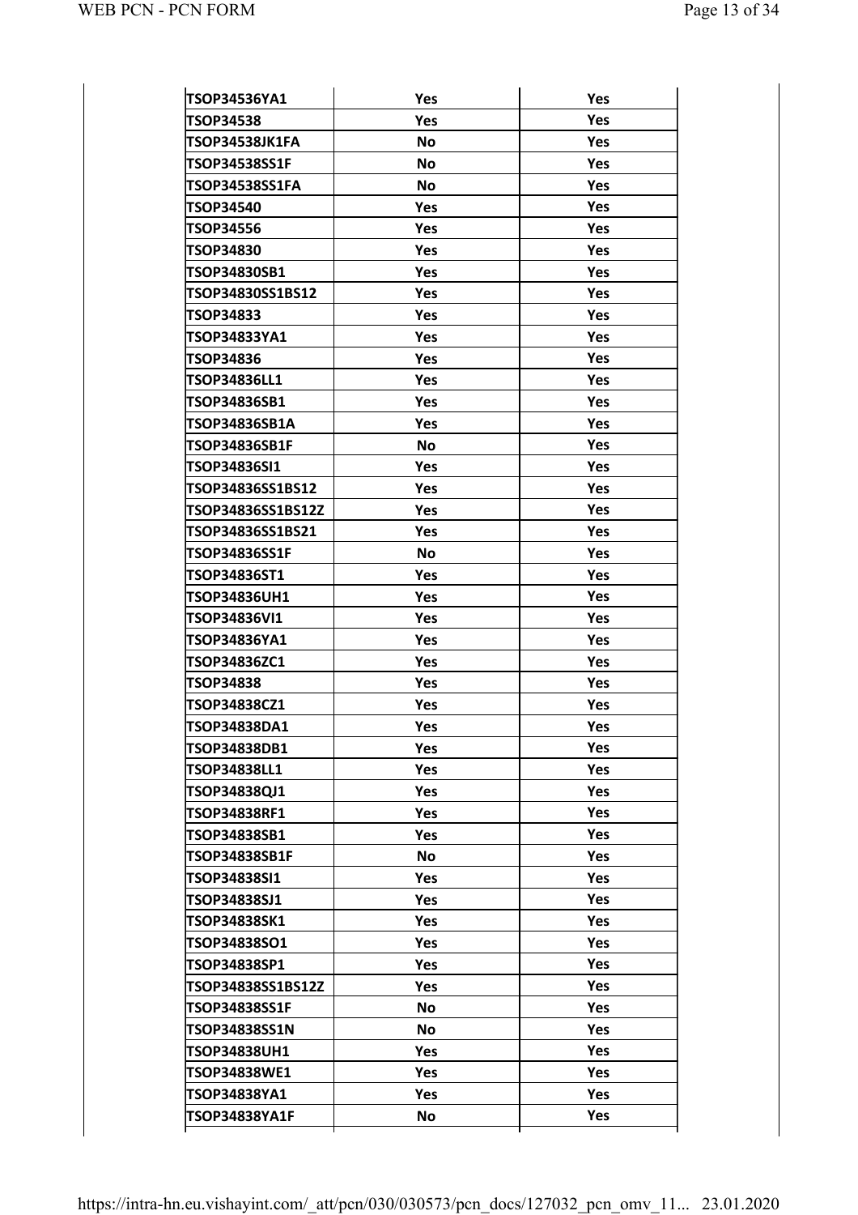| | | |
|---|---|---|
| TSOP34536YA1 | Yes | Yes |
| TSOP34538 | Yes | Yes |
| TSOP34538JK1FA | No | Yes |
| TSOP34538SS1F | No | Yes |
| TSOP34538SS1FA | No | Yes |
| TSOP34540 | Yes | Yes |
| TSOP34556 | Yes | Yes |
| TSOP34830 | Yes | Yes |
| TSOP34830SB1 | Yes | Yes |
| TSOP34830SS1BS12 | Yes | Yes |
| TSOP34833 | Yes | Yes |
| TSOP34833YA1 | Yes | Yes |
| TSOP34836 | Yes | Yes |
| TSOP34836LL1 | Yes | Yes |
| TSOP34836SB1 | Yes | Yes |
| TSOP34836SB1A | Yes | Yes |
| TSOP34836SB1F | No | Yes |
| TSOP34836SI1 | Yes | Yes |
| TSOP34836SS1BS12 | Yes | Yes |
| TSOP34836SS1BS12Z | Yes | Yes |
| TSOP34836SS1BS21 | Yes | Yes |
| TSOP34836SS1F | No | Yes |
| TSOP34836ST1 | Yes | Yes |
| TSOP34836UH1 | Yes | Yes |
| TSOP34836VI1 | Yes | Yes |
| TSOP34836YA1 | Yes | Yes |
| TSOP34836ZC1 | Yes | Yes |
| TSOP34838 | Yes | Yes |
| TSOP34838CZ1 | Yes | Yes |
| TSOP34838DA1 | Yes | Yes |
| TSOP34838DB1 | Yes | Yes |
| TSOP34838LL1 | Yes | Yes |
| TSOP34838QJ1 | Yes | Yes |
| TSOP34838RF1 | Yes | Yes |
| TSOP34838SB1 | Yes | Yes |
| TSOP34838SB1F | No | Yes |
| TSOP34838SI1 | Yes | Yes |
| TSOP34838SJ1 | Yes | Yes |
| TSOP34838SK1 | Yes | Yes |
| TSOP34838SO1 | Yes | Yes |
| TSOP34838SP1 | Yes | Yes |
| TSOP34838SS1BS12Z | Yes | Yes |
| TSOP34838SS1F | No | Yes |
| TSOP34838SS1N | No | Yes |
| TSOP34838UH1 | Yes | Yes |
| TSOP34838WE1 | Yes | Yes |
| TSOP34838YA1 | Yes | Yes |
| TSOP34838YA1F | No | Yes |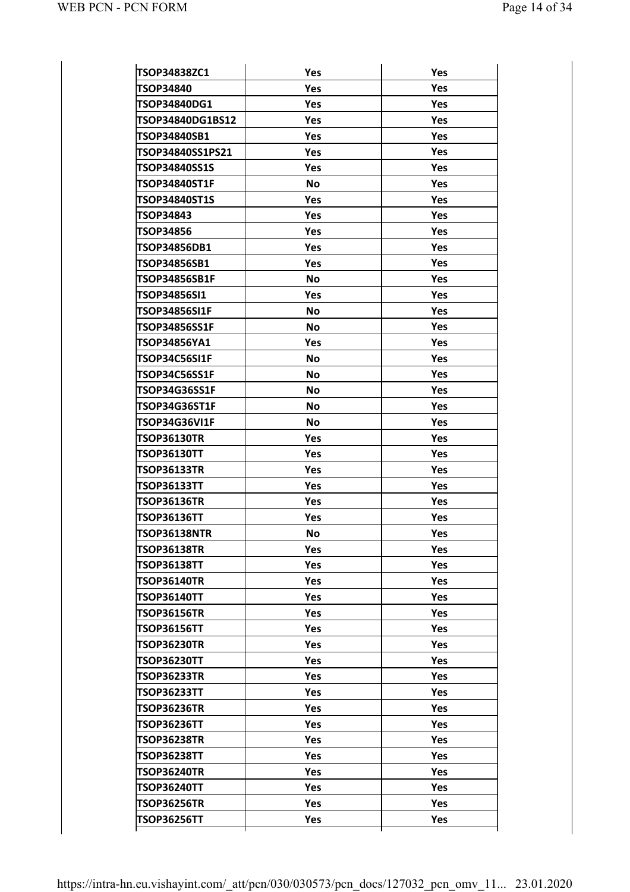| | | |
|---|---|---|
| TSOP34838ZC1 | Yes | Yes |
| TSOP34840 | Yes | Yes |
| TSOP34840DG1 | Yes | Yes |
| TSOP34840DG1BS12 | Yes | Yes |
| TSOP34840SB1 | Yes | Yes |
| TSOP34840SS1PS21 | Yes | Yes |
| TSOP34840SS1S | Yes | Yes |
| TSOP34840ST1F | No | Yes |
| TSOP34840ST1S | Yes | Yes |
| TSOP34843 | Yes | Yes |
| TSOP34856 | Yes | Yes |
| TSOP34856DB1 | Yes | Yes |
| TSOP34856SB1 | Yes | Yes |
| TSOP34856SB1F | No | Yes |
| TSOP34856SI1 | Yes | Yes |
| TSOP34856SI1F | No | Yes |
| TSOP34856SS1F | No | Yes |
| TSOP34856YA1 | Yes | Yes |
| TSOP34C56SI1F | No | Yes |
| TSOP34C56SS1F | No | Yes |
| TSOP34G36SS1F | No | Yes |
| TSOP34G36ST1F | No | Yes |
| TSOP34G36VI1F | No | Yes |
| TSOP36130TR | Yes | Yes |
| TSOP36130TT | Yes | Yes |
| TSOP36133TR | Yes | Yes |
| TSOP36133TT | Yes | Yes |
| TSOP36136TR | Yes | Yes |
| TSOP36136TT | Yes | Yes |
| TSOP36138NTR | No | Yes |
| TSOP36138TR | Yes | Yes |
| TSOP36138TT | Yes | Yes |
| TSOP36140TR | Yes | Yes |
| TSOP36140TT | Yes | Yes |
| TSOP36156TR | Yes | Yes |
| TSOP36156TT | Yes | Yes |
| TSOP36230TR | Yes | Yes |
| TSOP36230TT | Yes | Yes |
| TSOP36233TR | Yes | Yes |
| TSOP36233TT | Yes | Yes |
| TSOP36236TR | Yes | Yes |
| TSOP36236TT | Yes | Yes |
| TSOP36238TR | Yes | Yes |
| TSOP36238TT | Yes | Yes |
| TSOP36240TR | Yes | Yes |
| TSOP36240TT | Yes | Yes |
| TSOP36256TR | Yes | Yes |
| TSOP36256TT | Yes | Yes |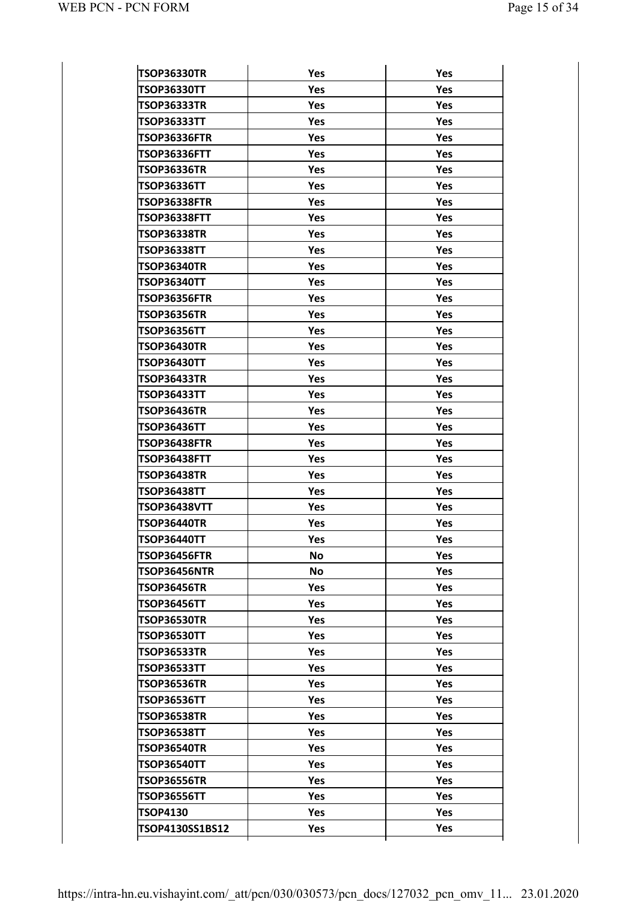| | | |
|---|---|---|
| TSOP36330TR | Yes | Yes |
| TSOP36330TT | Yes | Yes |
| TSOP36333TR | Yes | Yes |
| TSOP36333TT | Yes | Yes |
| TSOP36336FTR | Yes | Yes |
| TSOP36336FTT | Yes | Yes |
| TSOP36336TR | Yes | Yes |
| TSOP36336TT | Yes | Yes |
| TSOP36338FTR | Yes | Yes |
| TSOP36338FTT | Yes | Yes |
| TSOP36338TR | Yes | Yes |
| TSOP36338TT | Yes | Yes |
| TSOP36340TR | Yes | Yes |
| TSOP36340TT | Yes | Yes |
| TSOP36356FTR | Yes | Yes |
| TSOP36356TR | Yes | Yes |
| TSOP36356TT | Yes | Yes |
| TSOP36430TR | Yes | Yes |
| TSOP36430TT | Yes | Yes |
| TSOP36433TR | Yes | Yes |
| TSOP36433TT | Yes | Yes |
| TSOP36436TR | Yes | Yes |
| TSOP36436TT | Yes | Yes |
| TSOP36438FTR | Yes | Yes |
| TSOP36438FTT | Yes | Yes |
| TSOP36438TR | Yes | Yes |
| TSOP36438TT | Yes | Yes |
| TSOP36438VTT | Yes | Yes |
| TSOP36440TR | Yes | Yes |
| TSOP36440TT | Yes | Yes |
| TSOP36456FTR | No | Yes |
| TSOP36456NTR | No | Yes |
| TSOP36456TR | Yes | Yes |
| TSOP36456TT | Yes | Yes |
| TSOP36530TR | Yes | Yes |
| TSOP36530TT | Yes | Yes |
| TSOP36533TR | Yes | Yes |
| TSOP36533TT | Yes | Yes |
| TSOP36536TR | Yes | Yes |
| TSOP36536TT | Yes | Yes |
| TSOP36538TR | Yes | Yes |
| TSOP36538TT | Yes | Yes |
| TSOP36540TR | Yes | Yes |
| TSOP36540TT | Yes | Yes |
| TSOP36556TR | Yes | Yes |
| TSOP36556TT | Yes | Yes |
| TSOP4130 | Yes | Yes |
| TSOP4130SS1BS12 | Yes | Yes |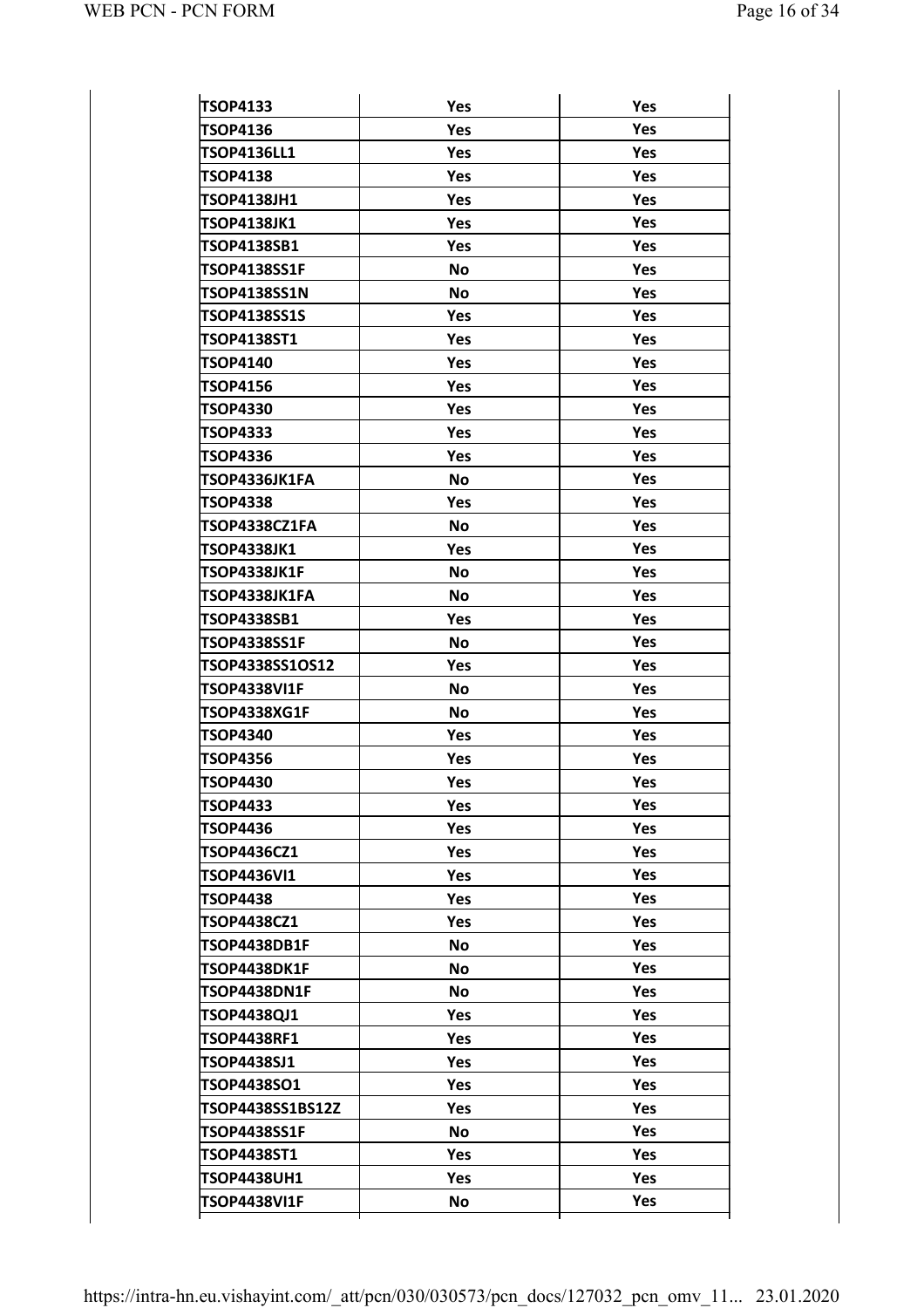| | | |
|---|---|---|
| TSOP4133 | Yes | Yes |
| TSOP4136 | Yes | Yes |
| TSOP4136LL1 | Yes | Yes |
| TSOP4138 | Yes | Yes |
| TSOP4138JH1 | Yes | Yes |
| TSOP4138JK1 | Yes | Yes |
| TSOP4138SB1 | Yes | Yes |
| TSOP4138SS1F | No | Yes |
| TSOP4138SS1N | No | Yes |
| TSOP4138SS1S | Yes | Yes |
| TSOP4138ST1 | Yes | Yes |
| TSOP4140 | Yes | Yes |
| TSOP4156 | Yes | Yes |
| TSOP4330 | Yes | Yes |
| TSOP4333 | Yes | Yes |
| TSOP4336 | Yes | Yes |
| TSOP4336JK1FA | No | Yes |
| TSOP4338 | Yes | Yes |
| TSOP4338CZ1FA | No | Yes |
| TSOP4338JK1 | Yes | Yes |
| TSOP4338JK1F | No | Yes |
| TSOP4338JK1FA | No | Yes |
| TSOP4338SB1 | Yes | Yes |
| TSOP4338SS1F | No | Yes |
| TSOP4338SS1OS12 | Yes | Yes |
| TSOP4338VI1F | No | Yes |
| TSOP4338XG1F | No | Yes |
| TSOP4340 | Yes | Yes |
| TSOP4356 | Yes | Yes |
| TSOP4430 | Yes | Yes |
| TSOP4433 | Yes | Yes |
| TSOP4436 | Yes | Yes |
| TSOP4436CZ1 | Yes | Yes |
| TSOP4436VI1 | Yes | Yes |
| TSOP4438 | Yes | Yes |
| TSOP4438CZ1 | Yes | Yes |
| TSOP4438DB1F | No | Yes |
| TSOP4438DK1F | No | Yes |
| TSOP4438DN1F | No | Yes |
| TSOP4438QJ1 | Yes | Yes |
| TSOP4438RF1 | Yes | Yes |
| TSOP4438SJ1 | Yes | Yes |
| TSOP4438SO1 | Yes | Yes |
| TSOP4438SS1BS12Z | Yes | Yes |
| TSOP4438SS1F | No | Yes |
| TSOP4438ST1 | Yes | Yes |
| TSOP4438UH1 | Yes | Yes |
| TSOP4438VI1F | No | Yes |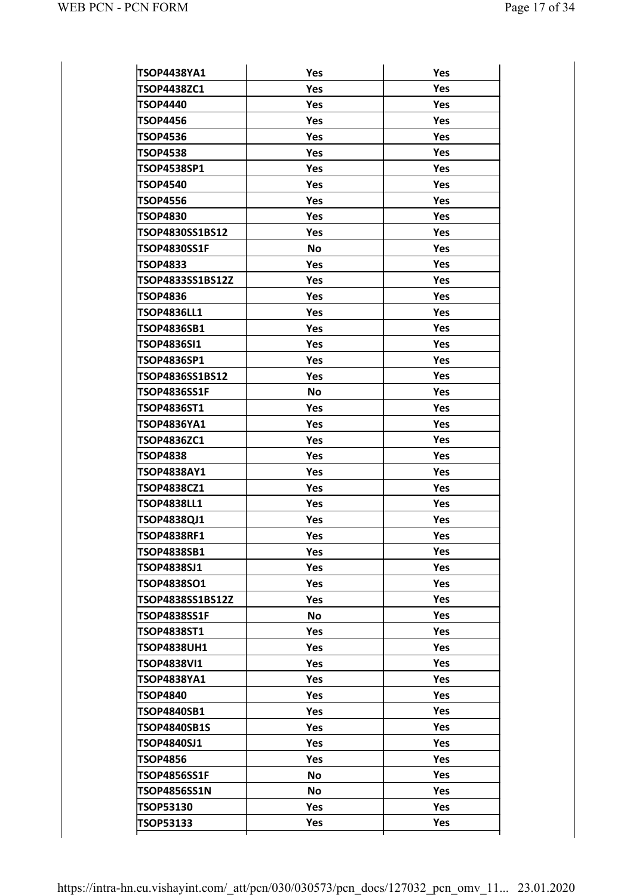| | | |
|---|---|---|
| TSOP4438YA1 | Yes | Yes |
| TSOP4438ZC1 | Yes | Yes |
| TSOP4440 | Yes | Yes |
| TSOP4456 | Yes | Yes |
| TSOP4536 | Yes | Yes |
| TSOP4538 | Yes | Yes |
| TSOP4538SP1 | Yes | Yes |
| TSOP4540 | Yes | Yes |
| TSOP4556 | Yes | Yes |
| TSOP4830 | Yes | Yes |
| TSOP4830SS1BS12 | Yes | Yes |
| TSOP4830SS1F | No | Yes |
| TSOP4833 | Yes | Yes |
| TSOP4833SS1BS12Z | Yes | Yes |
| TSOP4836 | Yes | Yes |
| TSOP4836LL1 | Yes | Yes |
| TSOP4836SB1 | Yes | Yes |
| TSOP4836SI1 | Yes | Yes |
| TSOP4836SP1 | Yes | Yes |
| TSOP4836SS1BS12 | Yes | Yes |
| TSOP4836SS1F | No | Yes |
| TSOP4836ST1 | Yes | Yes |
| TSOP4836YA1 | Yes | Yes |
| TSOP4836ZC1 | Yes | Yes |
| TSOP4838 | Yes | Yes |
| TSOP4838AY1 | Yes | Yes |
| TSOP4838CZ1 | Yes | Yes |
| TSOP4838LL1 | Yes | Yes |
| TSOP4838QJ1 | Yes | Yes |
| TSOP4838RF1 | Yes | Yes |
| TSOP4838SB1 | Yes | Yes |
| TSOP4838SJ1 | Yes | Yes |
| TSOP4838SO1 | Yes | Yes |
| TSOP4838SS1BS12Z | Yes | Yes |
| TSOP4838SS1F | No | Yes |
| TSOP4838ST1 | Yes | Yes |
| TSOP4838UH1 | Yes | Yes |
| TSOP4838VI1 | Yes | Yes |
| TSOP4838YA1 | Yes | Yes |
| TSOP4840 | Yes | Yes |
| TSOP4840SB1 | Yes | Yes |
| TSOP4840SB1S | Yes | Yes |
| TSOP4840SJ1 | Yes | Yes |
| TSOP4856 | Yes | Yes |
| TSOP4856SS1F | No | Yes |
| TSOP4856SS1N | No | Yes |
| TSOP53130 | Yes | Yes |
| TSOP53133 | Yes | Yes |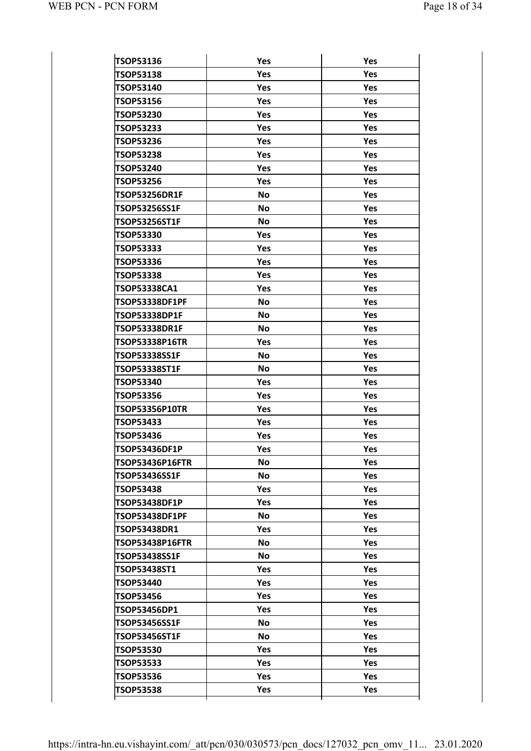| | | |
|---|---|---|
| TSOP53136 | Yes | Yes |
| TSOP53138 | Yes | Yes |
| TSOP53140 | Yes | Yes |
| TSOP53156 | Yes | Yes |
| TSOP53230 | Yes | Yes |
| TSOP53233 | Yes | Yes |
| TSOP53236 | Yes | Yes |
| TSOP53238 | Yes | Yes |
| TSOP53240 | Yes | Yes |
| TSOP53256 | Yes | Yes |
| TSOP53256DR1F | No | Yes |
| TSOP53256SS1F | No | Yes |
| TSOP53256ST1F | No | Yes |
| TSOP53330 | Yes | Yes |
| TSOP53333 | Yes | Yes |
| TSOP53336 | Yes | Yes |
| TSOP53338 | Yes | Yes |
| TSOP53338CA1 | Yes | Yes |
| TSOP53338DF1PF | No | Yes |
| TSOP53338DP1F | No | Yes |
| TSOP53338DR1F | No | Yes |
| TSOP53338P16TR | Yes | Yes |
| TSOP53338SS1F | No | Yes |
| TSOP53338ST1F | No | Yes |
| TSOP53340 | Yes | Yes |
| TSOP53356 | Yes | Yes |
| TSOP53356P10TR | Yes | Yes |
| TSOP53433 | Yes | Yes |
| TSOP53436 | Yes | Yes |
| TSOP53436DF1P | Yes | Yes |
| TSOP53436P16FTR | No | Yes |
| TSOP53436SS1F | No | Yes |
| TSOP53438 | Yes | Yes |
| TSOP53438DF1P | Yes | Yes |
| TSOP53438DF1PF | No | Yes |
| TSOP53438DR1 | Yes | Yes |
| TSOP53438P16FTR | No | Yes |
| TSOP53438SS1F | No | Yes |
| TSOP53438ST1 | Yes | Yes |
| TSOP53440 | Yes | Yes |
| TSOP53456 | Yes | Yes |
| TSOP53456DP1 | Yes | Yes |
| TSOP53456SS1F | No | Yes |
| TSOP53456ST1F | No | Yes |
| TSOP53530 | Yes | Yes |
| TSOP53533 | Yes | Yes |
| TSOP53536 | Yes | Yes |
| TSOP53538 | Yes | Yes |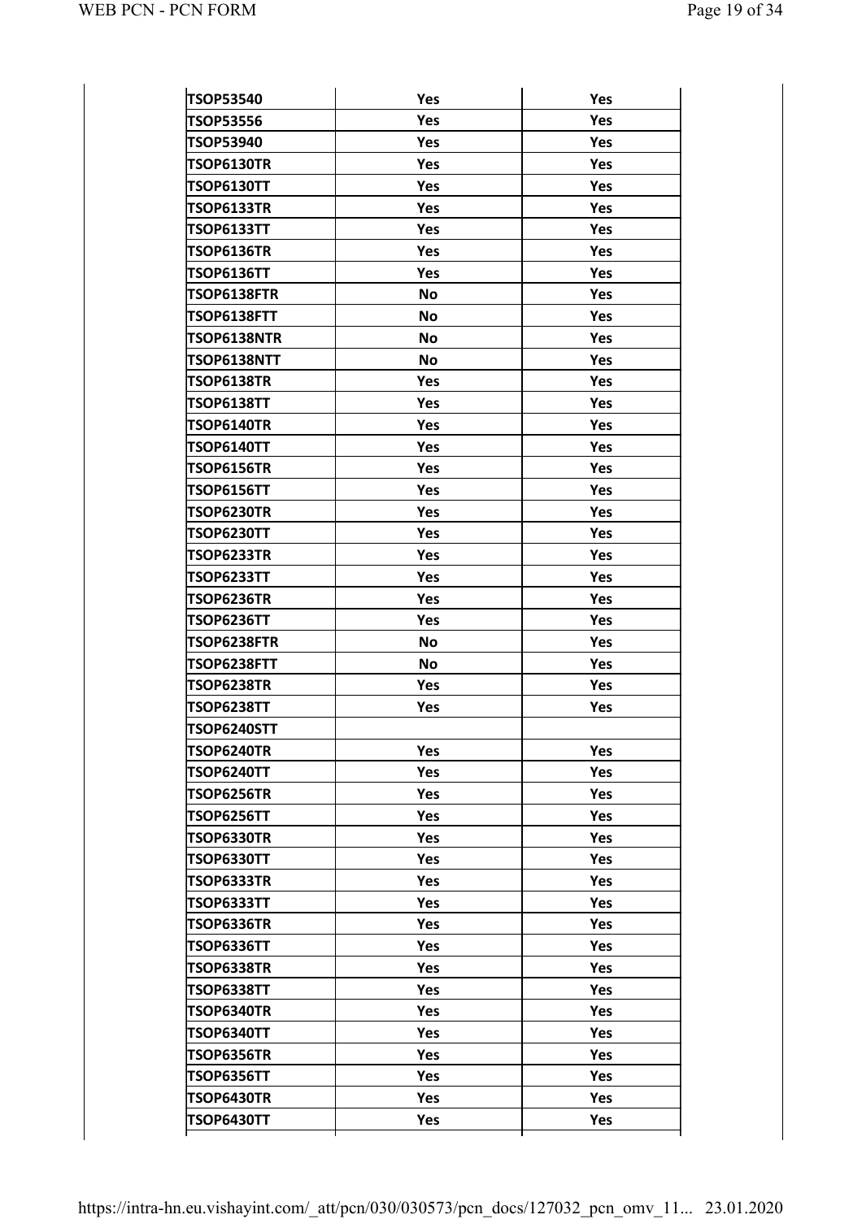| | | |
|---|---|---|
| TSOP53540 | Yes | Yes |
| TSOP53556 | Yes | Yes |
| TSOP53940 | Yes | Yes |
| TSOP6130TR | Yes | Yes |
| TSOP6130TT | Yes | Yes |
| TSOP6133TR | Yes | Yes |
| TSOP6133TT | Yes | Yes |
| TSOP6136TR | Yes | Yes |
| TSOP6136TT | Yes | Yes |
| TSOP6138FTR | No | Yes |
| TSOP6138FTT | No | Yes |
| TSOP6138NTR | No | Yes |
| TSOP6138NTT | No | Yes |
| TSOP6138TR | Yes | Yes |
| TSOP6138TT | Yes | Yes |
| TSOP6140TR | Yes | Yes |
| TSOP6140TT | Yes | Yes |
| TSOP6156TR | Yes | Yes |
| TSOP6156TT | Yes | Yes |
| TSOP6230TR | Yes | Yes |
| TSOP6230TT | Yes | Yes |
| TSOP6233TR | Yes | Yes |
| TSOP6233TT | Yes | Yes |
| TSOP6236TR | Yes | Yes |
| TSOP6236TT | Yes | Yes |
| TSOP6238FTR | No | Yes |
| TSOP6238FTT | No | Yes |
| TSOP6238TR | Yes | Yes |
| TSOP6238TT | Yes | Yes |
| TSOP6240STT | | |
| TSOP6240TR | Yes | Yes |
| TSOP6240TT | Yes | Yes |
| TSOP6256TR | Yes | Yes |
| TSOP6256TT | Yes | Yes |
| TSOP6330TR | Yes | Yes |
| TSOP6330TT | Yes | Yes |
| TSOP6333TR | Yes | Yes |
| TSOP6333TT | Yes | Yes |
| TSOP6336TR | Yes | Yes |
| TSOP6336TT | Yes | Yes |
| TSOP6338TR | Yes | Yes |
| TSOP6338TT | Yes | Yes |
| TSOP6340TR | Yes | Yes |
| TSOP6340TT | Yes | Yes |
| TSOP6356TR | Yes | Yes |
| TSOP6356TT | Yes | Yes |
| TSOP6430TR | Yes | Yes |
| TSOP6430TT | Yes | Yes |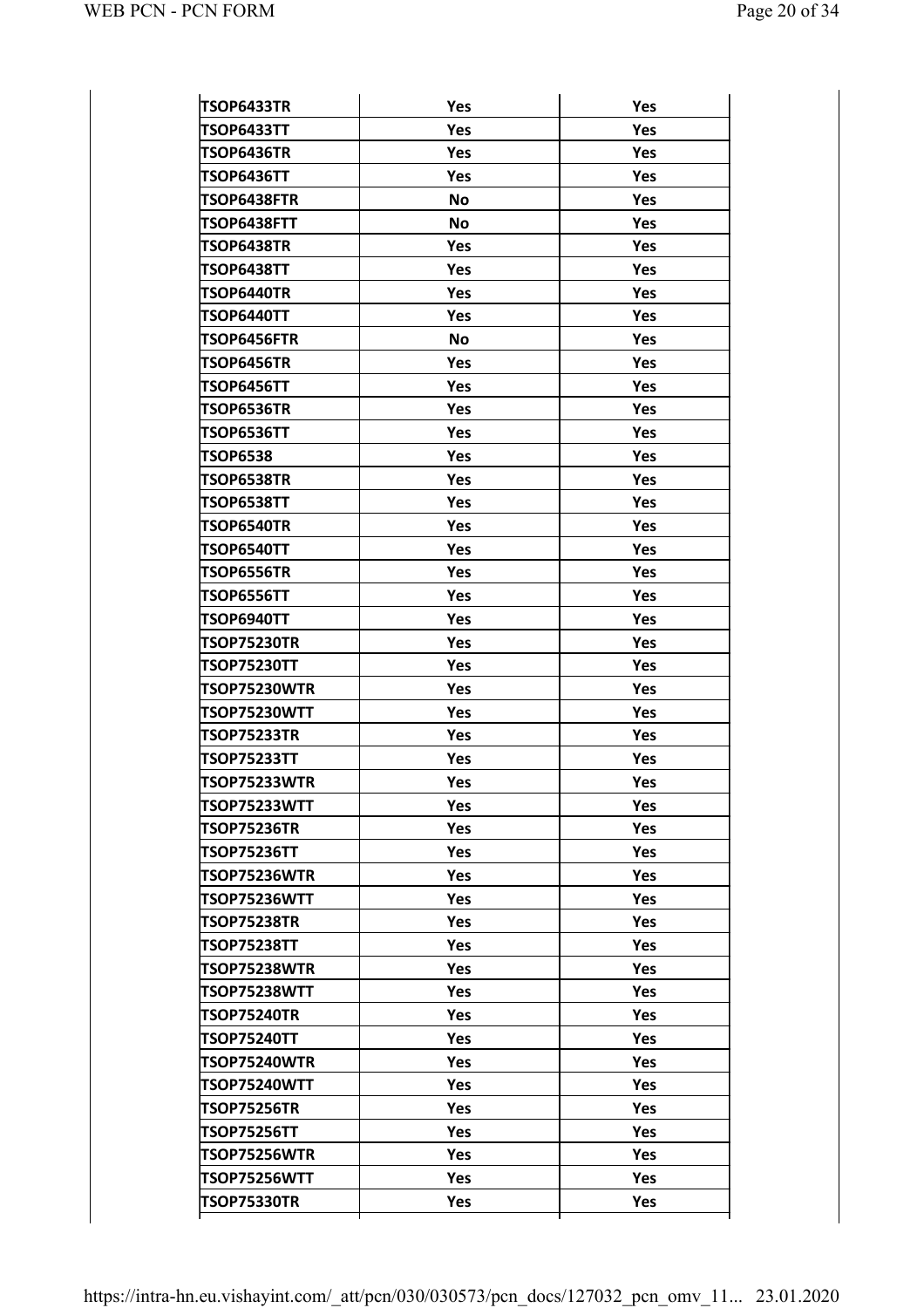| | | |
|---|---|---|
| TSOP6433TR | Yes | Yes |
| TSOP6433TT | Yes | Yes |
| TSOP6436TR | Yes | Yes |
| TSOP6436TT | Yes | Yes |
| TSOP6438FTR | No | Yes |
| TSOP6438FTT | No | Yes |
| TSOP6438TR | Yes | Yes |
| TSOP6438TT | Yes | Yes |
| TSOP6440TR | Yes | Yes |
| TSOP6440TT | Yes | Yes |
| TSOP6456FTR | No | Yes |
| TSOP6456TR | Yes | Yes |
| TSOP6456TT | Yes | Yes |
| TSOP6536TR | Yes | Yes |
| TSOP6536TT | Yes | Yes |
| TSOP6538 | Yes | Yes |
| TSOP6538TR | Yes | Yes |
| TSOP6538TT | Yes | Yes |
| TSOP6540TR | Yes | Yes |
| TSOP6540TT | Yes | Yes |
| TSOP6556TR | Yes | Yes |
| TSOP6556TT | Yes | Yes |
| TSOP6940TT | Yes | Yes |
| TSOP75230TR | Yes | Yes |
| TSOP75230TT | Yes | Yes |
| TSOP75230WTR | Yes | Yes |
| TSOP75230WTT | Yes | Yes |
| TSOP75233TR | Yes | Yes |
| TSOP75233TT | Yes | Yes |
| TSOP75233WTR | Yes | Yes |
| TSOP75233WTT | Yes | Yes |
| TSOP75236TR | Yes | Yes |
| TSOP75236TT | Yes | Yes |
| TSOP75236WTR | Yes | Yes |
| TSOP75236WTT | Yes | Yes |
| TSOP75238TR | Yes | Yes |
| TSOP75238TT | Yes | Yes |
| TSOP75238WTR | Yes | Yes |
| TSOP75238WTT | Yes | Yes |
| TSOP75240TR | Yes | Yes |
| TSOP75240TT | Yes | Yes |
| TSOP75240WTR | Yes | Yes |
| TSOP75240WTT | Yes | Yes |
| TSOP75256TR | Yes | Yes |
| TSOP75256TT | Yes | Yes |
| TSOP75256WTR | Yes | Yes |
| TSOP75256WTT | Yes | Yes |
| TSOP75330TR | Yes | Yes |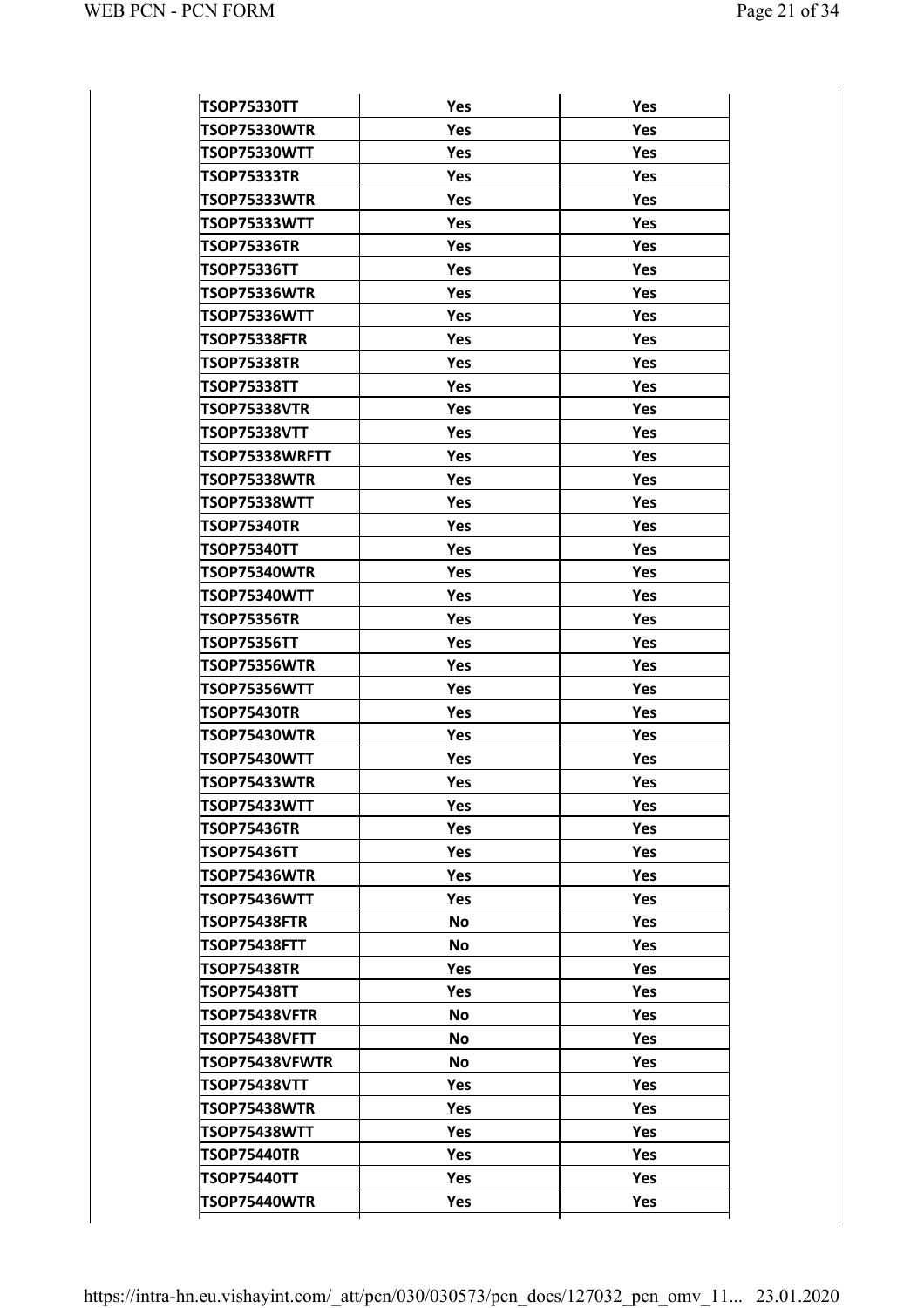| TSOP75330TT | Yes | Yes |
|---|---|---|
| TSOP75330WTR | Yes | Yes |
| TSOP75330WTT | Yes | Yes |
| TSOP75333TR | Yes | Yes |
| TSOP75333WTR | Yes | Yes |
| TSOP75333WTT | Yes | Yes |
| TSOP75336TR | Yes | Yes |
| TSOP75336TT | Yes | Yes |
| TSOP75336WTR | Yes | Yes |
| TSOP75336WTT | Yes | Yes |
| TSOP75338FTR | Yes | Yes |
| TSOP75338TR | Yes | Yes |
| TSOP75338TT | Yes | Yes |
| TSOP75338VTR | Yes | Yes |
| TSOP75338VTT | Yes | Yes |
| TSOP75338WRFTT | Yes | Yes |
| TSOP75338WTR | Yes | Yes |
| TSOP75338WTT | Yes | Yes |
| TSOP75340TR | Yes | Yes |
| TSOP75340TT | Yes | Yes |
| TSOP75340WTR | Yes | Yes |
| TSOP75340WTT | Yes | Yes |
| TSOP75356TR | Yes | Yes |
| TSOP75356TT | Yes | Yes |
| TSOP75356WTR | Yes | Yes |
| TSOP75356WTT | Yes | Yes |
| TSOP75430TR | Yes | Yes |
| TSOP75430WTR | Yes | Yes |
| TSOP75430WTT | Yes | Yes |
| TSOP75433WTR | Yes | Yes |
| TSOP75433WTT | Yes | Yes |
| TSOP75436TR | Yes | Yes |
| TSOP75436TT | Yes | Yes |
| TSOP75436WTR | Yes | Yes |
| TSOP75436WTT | Yes | Yes |
| TSOP75438FTR | No | Yes |
| TSOP75438FTT | No | Yes |
| TSOP75438TR | Yes | Yes |
| TSOP75438TT | Yes | Yes |
| TSOP75438VFTR | No | Yes |
| TSOP75438VFTT | No | Yes |
| TSOP75438VFWTR | No | Yes |
| TSOP75438VTT | Yes | Yes |
| TSOP75438WTR | Yes | Yes |
| TSOP75438WTT | Yes | Yes |
| TSOP75440TR | Yes | Yes |
| TSOP75440TT | Yes | Yes |
| TSOP75440WTR | Yes | Yes |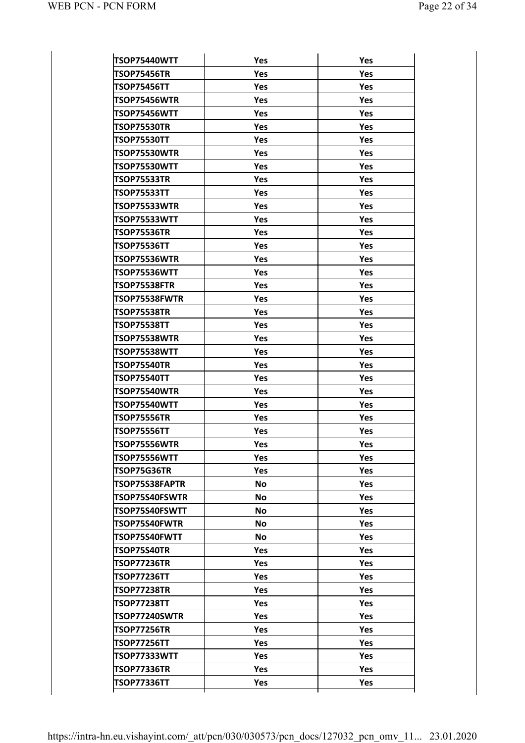| | | |
|---|---|---|
| TSOP75440WTT | Yes | Yes |
| TSOP75456TR | Yes | Yes |
| TSOP75456TT | Yes | Yes |
| TSOP75456WTR | Yes | Yes |
| TSOP75456WTT | Yes | Yes |
| TSOP75530TR | Yes | Yes |
| TSOP75530TT | Yes | Yes |
| TSOP75530WTR | Yes | Yes |
| TSOP75530WTT | Yes | Yes |
| TSOP75533TR | Yes | Yes |
| TSOP75533TT | Yes | Yes |
| TSOP75533WTR | Yes | Yes |
| TSOP75533WTT | Yes | Yes |
| TSOP75536TR | Yes | Yes |
| TSOP75536TT | Yes | Yes |
| TSOP75536WTR | Yes | Yes |
| TSOP75536WTT | Yes | Yes |
| TSOP75538FTR | Yes | Yes |
| TSOP75538FWTR | Yes | Yes |
| TSOP75538TR | Yes | Yes |
| TSOP75538TT | Yes | Yes |
| TSOP75538WTR | Yes | Yes |
| TSOP75538WTT | Yes | Yes |
| TSOP75540TR | Yes | Yes |
| TSOP75540TT | Yes | Yes |
| TSOP75540WTR | Yes | Yes |
| TSOP75540WTT | Yes | Yes |
| TSOP75556TR | Yes | Yes |
| TSOP75556TT | Yes | Yes |
| TSOP75556WTR | Yes | Yes |
| TSOP75556WTT | Yes | Yes |
| TSOP75G36TR | Yes | Yes |
| TSOP75S38FAPTR | No | Yes |
| TSOP75S40FSWTR | No | Yes |
| TSOP75S40FSWTT | No | Yes |
| TSOP75S40FWTR | No | Yes |
| TSOP75S40FWTT | No | Yes |
| TSOP75S40TR | Yes | Yes |
| TSOP77236TR | Yes | Yes |
| TSOP77236TT | Yes | Yes |
| TSOP77238TR | Yes | Yes |
| TSOP77238TT | Yes | Yes |
| TSOP77240SWTR | Yes | Yes |
| TSOP77256TR | Yes | Yes |
| TSOP77256TT | Yes | Yes |
| TSOP77333WTT | Yes | Yes |
| TSOP77336TR | Yes | Yes |
| TSOP77336TT | Yes | Yes |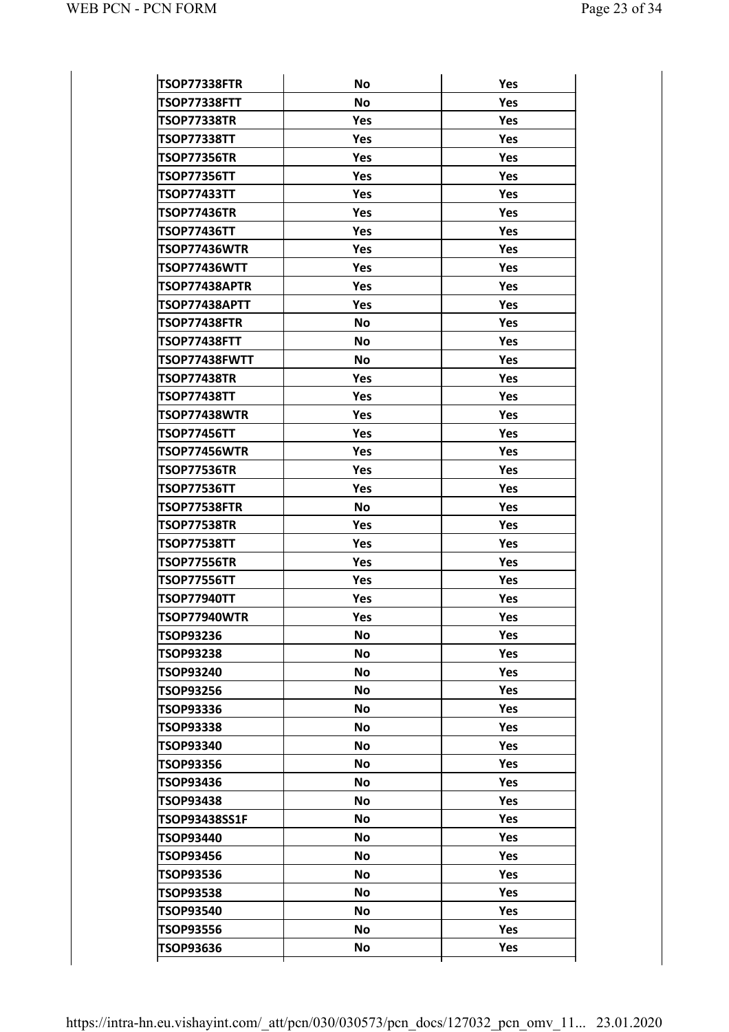| | | |
|---|---|---|
| TSOP77338FTR | No | Yes |
| TSOP77338FTT | No | Yes |
| TSOP77338TR | Yes | Yes |
| TSOP77338TT | Yes | Yes |
| TSOP77356TR | Yes | Yes |
| TSOP77356TT | Yes | Yes |
| TSOP77433TT | Yes | Yes |
| TSOP77436TR | Yes | Yes |
| TSOP77436TT | Yes | Yes |
| TSOP77436WTR | Yes | Yes |
| TSOP77436WTT | Yes | Yes |
| TSOP77438APTR | Yes | Yes |
| TSOP77438APTT | Yes | Yes |
| TSOP77438FTR | No | Yes |
| TSOP77438FTT | No | Yes |
| TSOP77438FWTT | No | Yes |
| TSOP77438TR | Yes | Yes |
| TSOP77438TT | Yes | Yes |
| TSOP77438WTR | Yes | Yes |
| TSOP77456TT | Yes | Yes |
| TSOP77456WTR | Yes | Yes |
| TSOP77536TR | Yes | Yes |
| TSOP77536TT | Yes | Yes |
| TSOP77538FTR | No | Yes |
| TSOP77538TR | Yes | Yes |
| TSOP77538TT | Yes | Yes |
| TSOP77556TR | Yes | Yes |
| TSOP77556TT | Yes | Yes |
| TSOP77940TT | Yes | Yes |
| TSOP77940WTR | Yes | Yes |
| TSOP93236 | No | Yes |
| TSOP93238 | No | Yes |
| TSOP93240 | No | Yes |
| TSOP93256 | No | Yes |
| TSOP93336 | No | Yes |
| TSOP93338 | No | Yes |
| TSOP93340 | No | Yes |
| TSOP93356 | No | Yes |
| TSOP93436 | No | Yes |
| TSOP93438 | No | Yes |
| TSOP93438SS1F | No | Yes |
| TSOP93440 | No | Yes |
| TSOP93456 | No | Yes |
| TSOP93536 | No | Yes |
| TSOP93538 | No | Yes |
| TSOP93540 | No | Yes |
| TSOP93556 | No | Yes |
| TSOP93636 | No | Yes |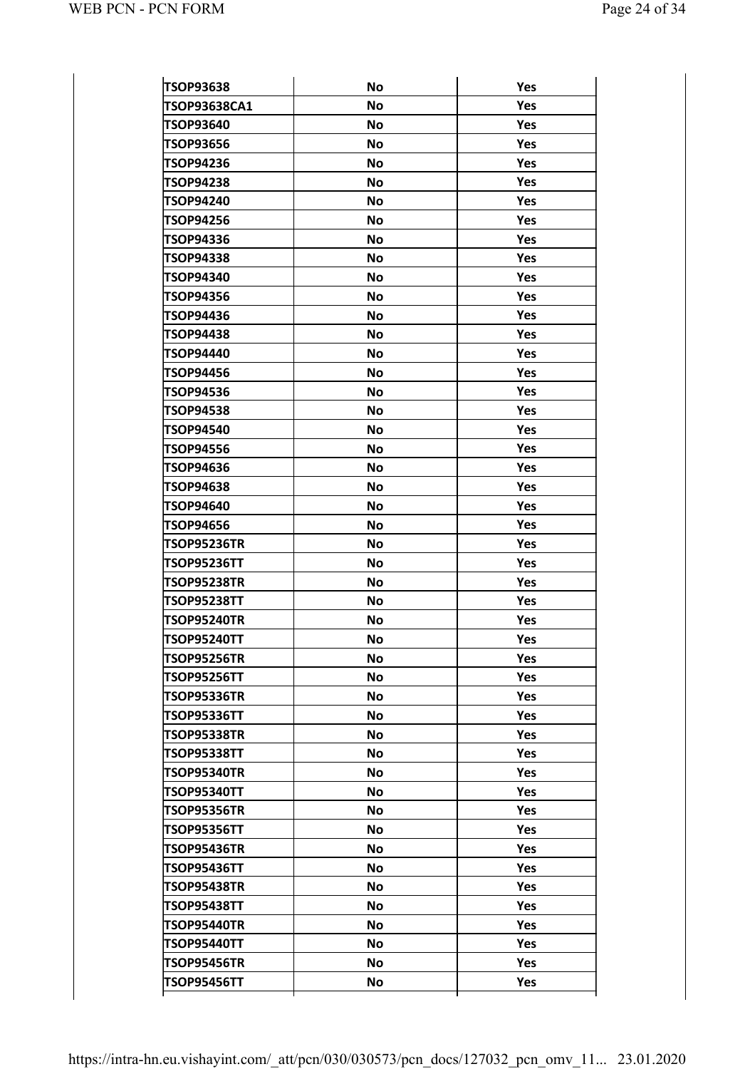| TSOP93638 | No | Yes |
|---|---|---|
| TSOP93638CA1 | No | Yes |
| TSOP93640 | No | Yes |
| TSOP93656 | No | Yes |
| TSOP94236 | No | Yes |
| TSOP94238 | No | Yes |
| TSOP94240 | No | Yes |
| TSOP94256 | No | Yes |
| TSOP94336 | No | Yes |
| TSOP94338 | No | Yes |
| TSOP94340 | No | Yes |
| TSOP94356 | No | Yes |
| TSOP94436 | No | Yes |
| TSOP94438 | No | Yes |
| TSOP94440 | No | Yes |
| TSOP94456 | No | Yes |
| TSOP94536 | No | Yes |
| TSOP94538 | No | Yes |
| TSOP94540 | No | Yes |
| TSOP94556 | No | Yes |
| TSOP94636 | No | Yes |
| TSOP94638 | No | Yes |
| TSOP94640 | No | Yes |
| TSOP94656 | No | Yes |
| TSOP95236TR | No | Yes |
| TSOP95236TT | No | Yes |
| TSOP95238TR | No | Yes |
| TSOP95238TT | No | Yes |
| TSOP95240TR | No | Yes |
| TSOP95240TT | No | Yes |
| TSOP95256TR | No | Yes |
| TSOP95256TT | No | Yes |
| TSOP95336TR | No | Yes |
| TSOP95336TT | No | Yes |
| TSOP95338TR | No | Yes |
| TSOP95338TT | No | Yes |
| TSOP95340TR | No | Yes |
| TSOP95340TT | No | Yes |
| TSOP95356TR | No | Yes |
| TSOP95356TT | No | Yes |
| TSOP95436TR | No | Yes |
| TSOP95436TT | No | Yes |
| TSOP95438TR | No | Yes |
| TSOP95438TT | No | Yes |
| TSOP95440TR | No | Yes |
| TSOP95440TT | No | Yes |
| TSOP95456TR | No | Yes |
| TSOP95456TT | No | Yes |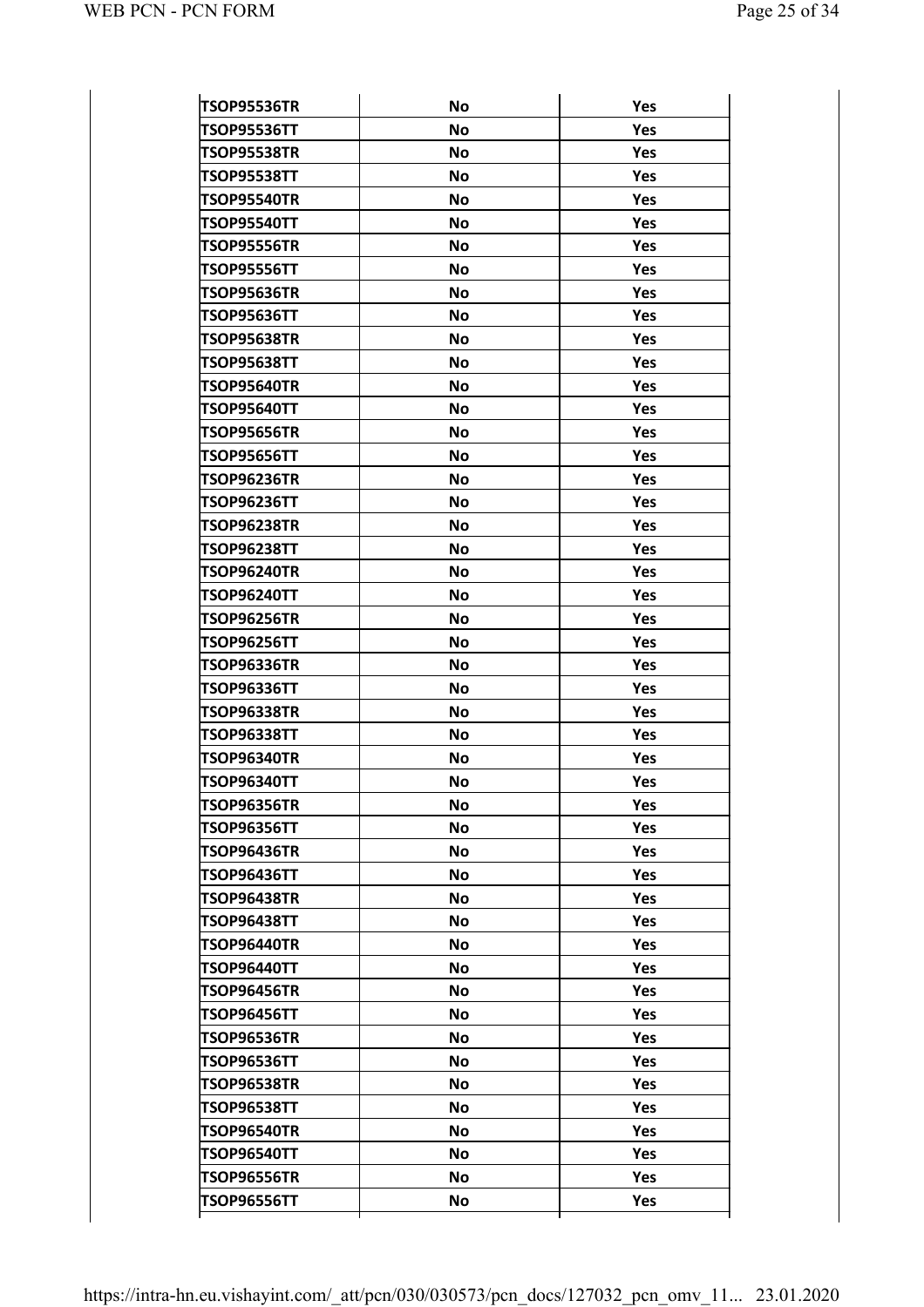| | | |
|---|---|---|
| TSOP95536TR | No | Yes |
| TSOP95536TT | No | Yes |
| TSOP95538TR | No | Yes |
| TSOP95538TT | No | Yes |
| TSOP95540TR | No | Yes |
| TSOP95540TT | No | Yes |
| TSOP95556TR | No | Yes |
| TSOP95556TT | No | Yes |
| TSOP95636TR | No | Yes |
| TSOP95636TT | No | Yes |
| TSOP95638TR | No | Yes |
| TSOP95638TT | No | Yes |
| TSOP95640TR | No | Yes |
| TSOP95640TT | No | Yes |
| TSOP95656TR | No | Yes |
| TSOP95656TT | No | Yes |
| TSOP96236TR | No | Yes |
| TSOP96236TT | No | Yes |
| TSOP96238TR | No | Yes |
| TSOP96238TT | No | Yes |
| TSOP96240TR | No | Yes |
| TSOP96240TT | No | Yes |
| TSOP96256TR | No | Yes |
| TSOP96256TT | No | Yes |
| TSOP96336TR | No | Yes |
| TSOP96336TT | No | Yes |
| TSOP96338TR | No | Yes |
| TSOP96338TT | No | Yes |
| TSOP96340TR | No | Yes |
| TSOP96340TT | No | Yes |
| TSOP96356TR | No | Yes |
| TSOP96356TT | No | Yes |
| TSOP96436TR | No | Yes |
| TSOP96436TT | No | Yes |
| TSOP96438TR | No | Yes |
| TSOP96438TT | No | Yes |
| TSOP96440TR | No | Yes |
| TSOP96440TT | No | Yes |
| TSOP96456TR | No | Yes |
| TSOP96456TT | No | Yes |
| TSOP96536TR | No | Yes |
| TSOP96536TT | No | Yes |
| TSOP96538TR | No | Yes |
| TSOP96538TT | No | Yes |
| TSOP96540TR | No | Yes |
| TSOP96540TT | No | Yes |
| TSOP96556TR | No | Yes |
| TSOP96556TT | No | Yes |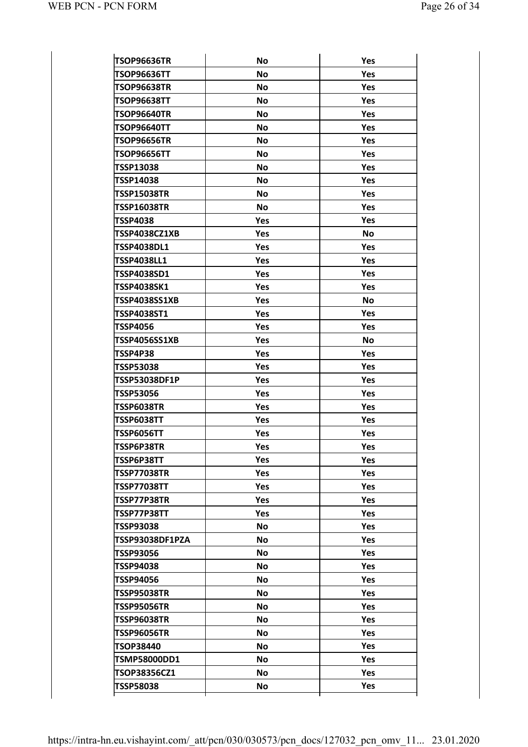| | | |
|---|---|---|
| TSOP96636TR | No | Yes |
| TSOP96636TT | No | Yes |
| TSOP96638TR | No | Yes |
| TSOP96638TT | No | Yes |
| TSOP96640TR | No | Yes |
| TSOP96640TT | No | Yes |
| TSOP96656TR | No | Yes |
| TSOP96656TT | No | Yes |
| TSSP13038 | No | Yes |
| TSSP14038 | No | Yes |
| TSSP15038TR | No | Yes |
| TSSP16038TR | No | Yes |
| TSSP4038 | Yes | Yes |
| TSSP4038CZ1XB | Yes | No |
| TSSP4038DL1 | Yes | Yes |
| TSSP4038LL1 | Yes | Yes |
| TSSP4038SD1 | Yes | Yes |
| TSSP4038SK1 | Yes | Yes |
| TSSP4038SS1XB | Yes | No |
| TSSP4038ST1 | Yes | Yes |
| TSSP4056 | Yes | Yes |
| TSSP4056SS1XB | Yes | No |
| TSSP4P38 | Yes | Yes |
| TSSP53038 | Yes | Yes |
| TSSP53038DF1P | Yes | Yes |
| TSSP53056 | Yes | Yes |
| TSSP6038TR | Yes | Yes |
| TSSP6038TT | Yes | Yes |
| TSSP6056TT | Yes | Yes |
| TSSP6P38TR | Yes | Yes |
| TSSP6P38TT | Yes | Yes |
| TSSP77038TR | Yes | Yes |
| TSSP77038TT | Yes | Yes |
| TSSP77P38TR | Yes | Yes |
| TSSP77P38TT | Yes | Yes |
| TSSP93038 | No | Yes |
| TSSP93038DF1PZA | No | Yes |
| TSSP93056 | No | Yes |
| TSSP94038 | No | Yes |
| TSSP94056 | No | Yes |
| TSSP95038TR | No | Yes |
| TSSP95056TR | No | Yes |
| TSSP96038TR | No | Yes |
| TSSP96056TR | No | Yes |
| TSOP38440 | No | Yes |
| TSMP58000DD1 | No | Yes |
| TSOP38356CZ1 | No | Yes |
| TSSP58038 | No | Yes |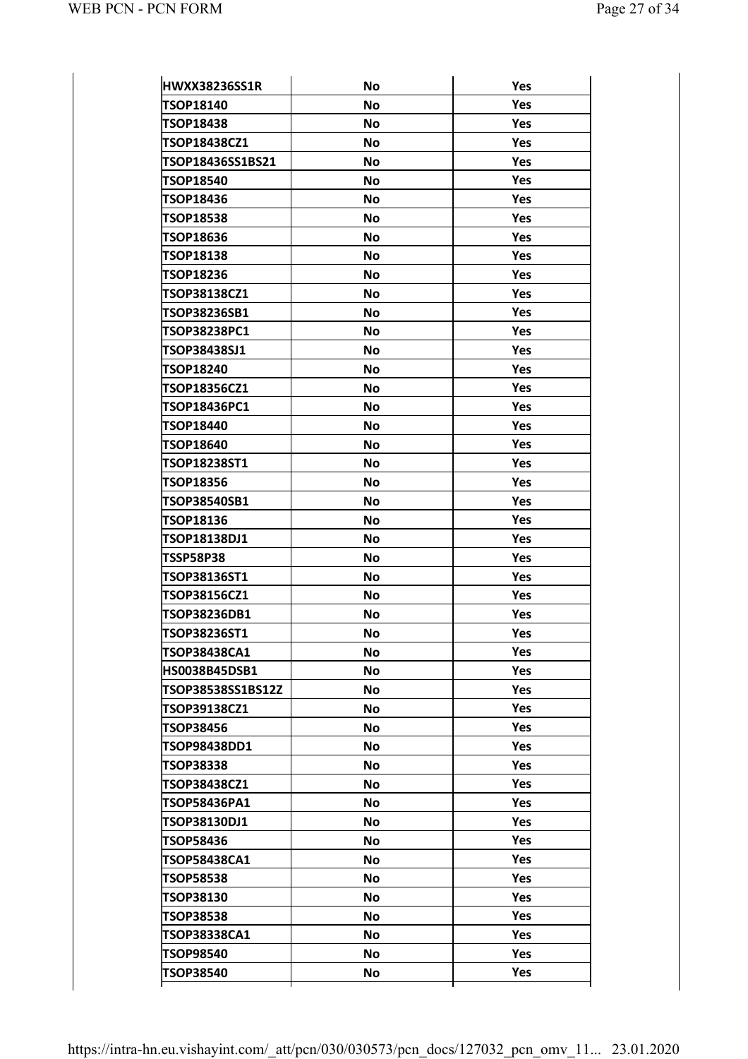| | | |
|---|---|---|
| HWXX38236SS1R | No | Yes |
| TSOP18140 | No | Yes |
| TSOP18438 | No | Yes |
| TSOP18438CZ1 | No | Yes |
| TSOP18436SS1BS21 | No | Yes |
| TSOP18540 | No | Yes |
| TSOP18436 | No | Yes |
| TSOP18538 | No | Yes |
| TSOP18636 | No | Yes |
| TSOP18138 | No | Yes |
| TSOP18236 | No | Yes |
| TSOP38138CZ1 | No | Yes |
| TSOP38236SB1 | No | Yes |
| TSOP38238PC1 | No | Yes |
| TSOP38438SJ1 | No | Yes |
| TSOP18240 | No | Yes |
| TSOP18356CZ1 | No | Yes |
| TSOP18436PC1 | No | Yes |
| TSOP18440 | No | Yes |
| TSOP18640 | No | Yes |
| TSOP18238ST1 | No | Yes |
| TSOP18356 | No | Yes |
| TSOP38540SB1 | No | Yes |
| TSOP18136 | No | Yes |
| TSOP18138DJ1 | No | Yes |
| TSSP58P38 | No | Yes |
| TSOP38136ST1 | No | Yes |
| TSOP38156CZ1 | No | Yes |
| TSOP38236DB1 | No | Yes |
| TSOP38236ST1 | No | Yes |
| TSOP38438CA1 | No | Yes |
| HS0038B45DSB1 | No | Yes |
| TSOP38538SS1BS12Z | No | Yes |
| TSOP39138CZ1 | No | Yes |
| TSOP38456 | No | Yes |
| TSOP98438DD1 | No | Yes |
| TSOP38338 | No | Yes |
| TSOP38438CZ1 | No | Yes |
| TSOP58436PA1 | No | Yes |
| TSOP38130DJ1 | No | Yes |
| TSOP58436 | No | Yes |
| TSOP58438CA1 | No | Yes |
| TSOP58538 | No | Yes |
| TSOP38130 | No | Yes |
| TSOP38538 | No | Yes |
| TSOP38338CA1 | No | Yes |
| TSOP98540 | No | Yes |
| TSOP38540 | No | Yes |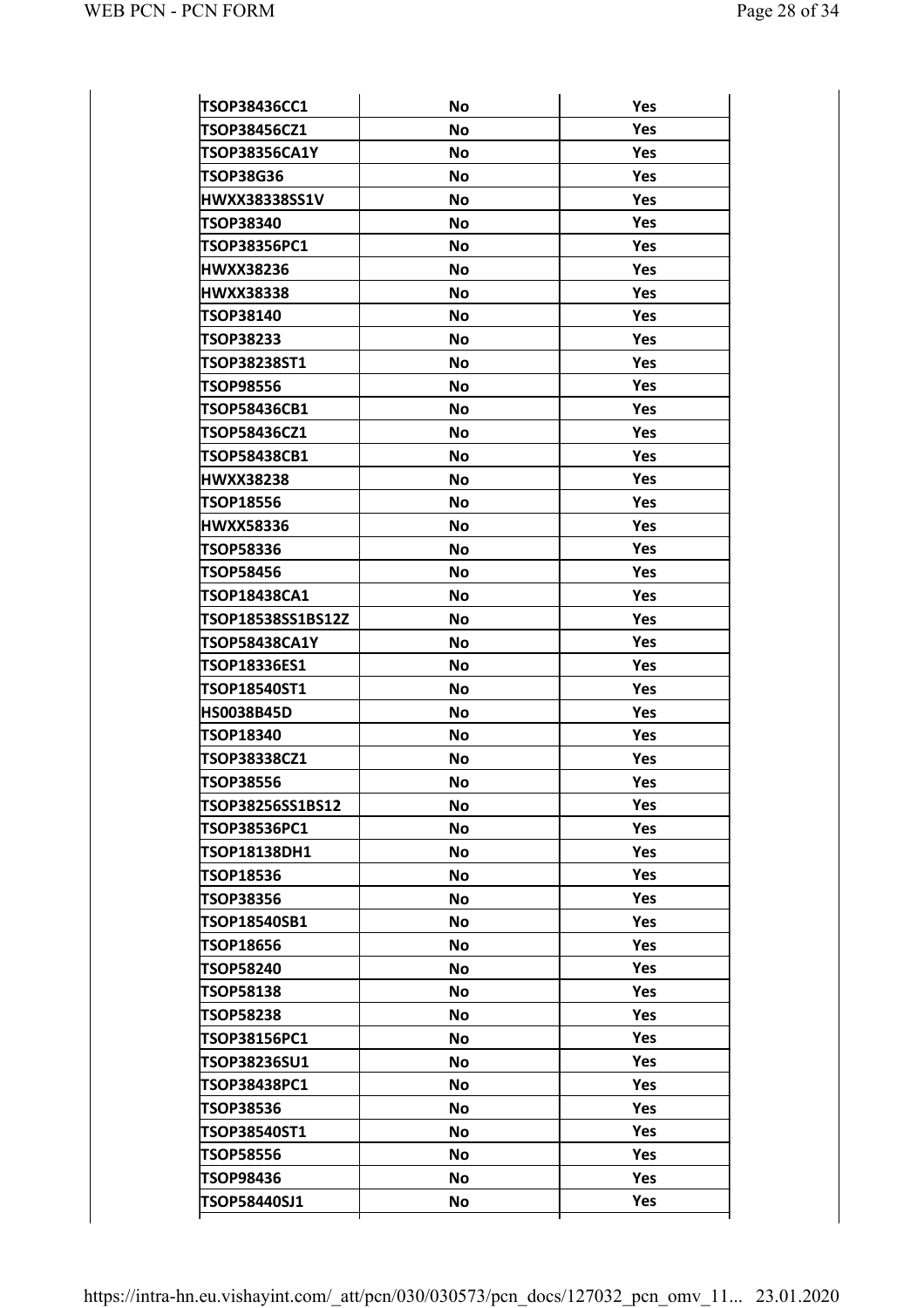| | | |
|---|---|---|
| TSOP38436CC1 | No | Yes |
| TSOP38456CZ1 | No | Yes |
| TSOP38356CA1Y | No | Yes |
| TSOP38G36 | No | Yes |
| HWXX38338SS1V | No | Yes |
| TSOP38340 | No | Yes |
| TSOP38356PC1 | No | Yes |
| HWXX38236 | No | Yes |
| HWXX38338 | No | Yes |
| TSOP38140 | No | Yes |
| TSOP38233 | No | Yes |
| TSOP38238ST1 | No | Yes |
| TSOP98556 | No | Yes |
| TSOP58436CB1 | No | Yes |
| TSOP58436CZ1 | No | Yes |
| TSOP58438CB1 | No | Yes |
| HWXX38238 | No | Yes |
| TSOP18556 | No | Yes |
| HWXX58336 | No | Yes |
| TSOP58336 | No | Yes |
| TSOP58456 | No | Yes |
| TSOP18438CA1 | No | Yes |
| TSOP18538SS1BS12Z | No | Yes |
| TSOP58438CA1Y | No | Yes |
| TSOP18336ES1 | No | Yes |
| TSOP18540ST1 | No | Yes |
| HS0038B45D | No | Yes |
| TSOP18340 | No | Yes |
| TSOP38338CZ1 | No | Yes |
| TSOP38556 | No | Yes |
| TSOP38256SS1BS12 | No | Yes |
| TSOP38536PC1 | No | Yes |
| TSOP18138DH1 | No | Yes |
| TSOP18536 | No | Yes |
| TSOP38356 | No | Yes |
| TSOP18540SB1 | No | Yes |
| TSOP18656 | No | Yes |
| TSOP58240 | No | Yes |
| TSOP58138 | No | Yes |
| TSOP58238 | No | Yes |
| TSOP38156PC1 | No | Yes |
| TSOP38236SU1 | No | Yes |
| TSOP38438PC1 | No | Yes |
| TSOP38536 | No | Yes |
| TSOP38540ST1 | No | Yes |
| TSOP58556 | No | Yes |
| TSOP98436 | No | Yes |
| TSOP58440SJ1 | No | Yes |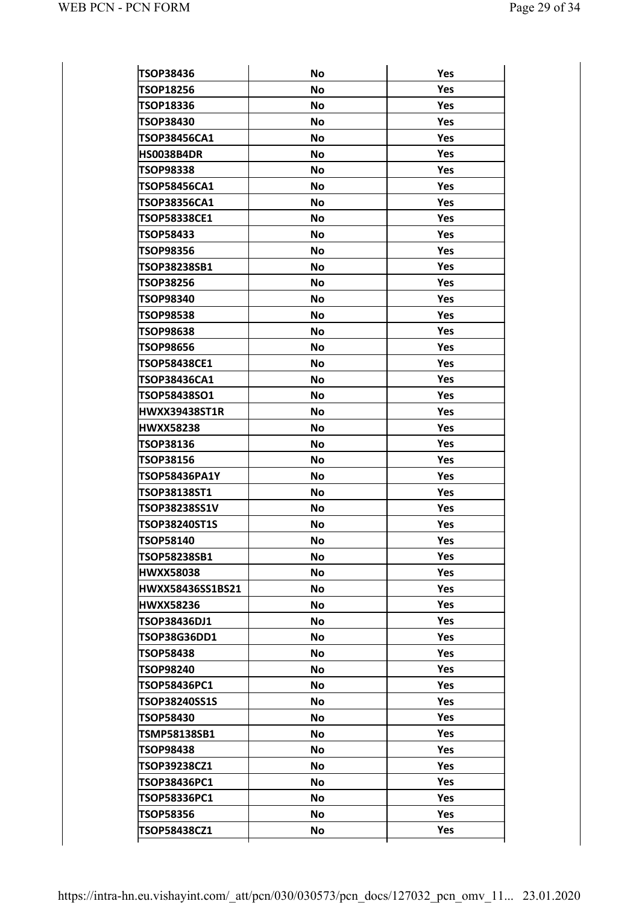| | | |
|---|---|---|
| TSOP38436 | No | Yes |
| TSOP18256 | No | Yes |
| TSOP18336 | No | Yes |
| TSOP38430 | No | Yes |
| TSOP38456CA1 | No | Yes |
| HS0038B4DR | No | Yes |
| TSOP98338 | No | Yes |
| TSOP58456CA1 | No | Yes |
| TSOP38356CA1 | No | Yes |
| TSOP58338CE1 | No | Yes |
| TSOP58433 | No | Yes |
| TSOP98356 | No | Yes |
| TSOP38238SB1 | No | Yes |
| TSOP38256 | No | Yes |
| TSOP98340 | No | Yes |
| TSOP98538 | No | Yes |
| TSOP98638 | No | Yes |
| TSOP98656 | No | Yes |
| TSOP58438CE1 | No | Yes |
| TSOP38436CA1 | No | Yes |
| TSOP58438SO1 | No | Yes |
| HWXX39438ST1R | No | Yes |
| HWXX58238 | No | Yes |
| TSOP38136 | No | Yes |
| TSOP38156 | No | Yes |
| TSOP58436PA1Y | No | Yes |
| TSOP38138ST1 | No | Yes |
| TSOP38238SS1V | No | Yes |
| TSOP38240ST1S | No | Yes |
| TSOP58140 | No | Yes |
| TSOP58238SB1 | No | Yes |
| HWXX58038 | No | Yes |
| HWXX58436SS1BS21 | No | Yes |
| HWXX58236 | No | Yes |
| TSOP38436DJ1 | No | Yes |
| TSOP38G36DD1 | No | Yes |
| TSOP58438 | No | Yes |
| TSOP98240 | No | Yes |
| TSOP58436PC1 | No | Yes |
| TSOP38240SS1S | No | Yes |
| TSOP58430 | No | Yes |
| TSMP58138SB1 | No | Yes |
| TSOP98438 | No | Yes |
| TSOP39238CZ1 | No | Yes |
| TSOP38436PC1 | No | Yes |
| TSOP58336PC1 | No | Yes |
| TSOP58356 | No | Yes |
| TSOP58438CZ1 | No | Yes |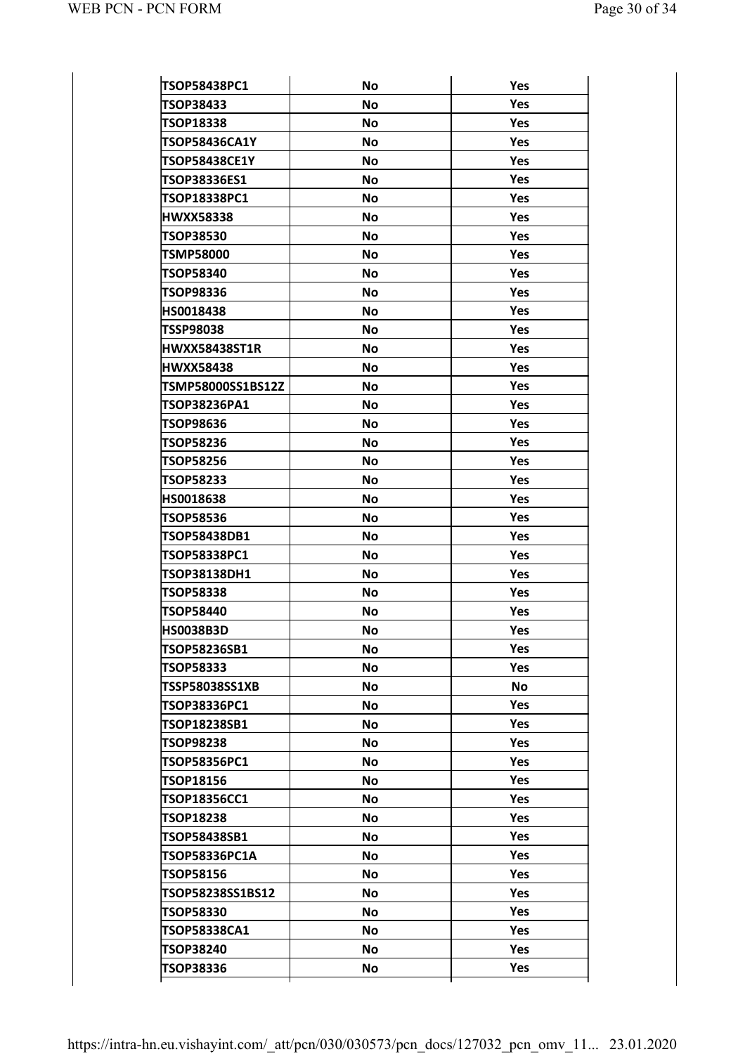| | | |
|---|---|---|
| TSOP58438PC1 | No | Yes |
| TSOP38433 | No | Yes |
| TSOP18338 | No | Yes |
| TSOP58436CA1Y | No | Yes |
| TSOP58438CE1Y | No | Yes |
| TSOP38336ES1 | No | Yes |
| TSOP18338PC1 | No | Yes |
| HWXX58338 | No | Yes |
| TSOP38530 | No | Yes |
| TSMP58000 | No | Yes |
| TSOP58340 | No | Yes |
| TSOP98336 | No | Yes |
| HS0018438 | No | Yes |
| TSSP98038 | No | Yes |
| HWXX58438ST1R | No | Yes |
| HWXX58438 | No | Yes |
| TSMP58000SS1BS12Z | No | Yes |
| TSOP38236PA1 | No | Yes |
| TSOP98636 | No | Yes |
| TSOP58236 | No | Yes |
| TSOP58256 | No | Yes |
| TSOP58233 | No | Yes |
| HS0018638 | No | Yes |
| TSOP58536 | No | Yes |
| TSOP58438DB1 | No | Yes |
| TSOP58338PC1 | No | Yes |
| TSOP38138DH1 | No | Yes |
| TSOP58338 | No | Yes |
| TSOP58440 | No | Yes |
| HS0038B3D | No | Yes |
| TSOP58236SB1 | No | Yes |
| TSOP58333 | No | Yes |
| TSSP58038SS1XB | No | No |
| TSOP38336PC1 | No | Yes |
| TSOP18238SB1 | No | Yes |
| TSOP98238 | No | Yes |
| TSOP58356PC1 | No | Yes |
| TSOP18156 | No | Yes |
| TSOP18356CC1 | No | Yes |
| TSOP18238 | No | Yes |
| TSOP58438SB1 | No | Yes |
| TSOP58336PC1A | No | Yes |
| TSOP58156 | No | Yes |
| TSOP58238SS1BS12 | No | Yes |
| TSOP58330 | No | Yes |
| TSOP58338CA1 | No | Yes |
| TSOP38240 | No | Yes |
| TSOP38336 | No | Yes |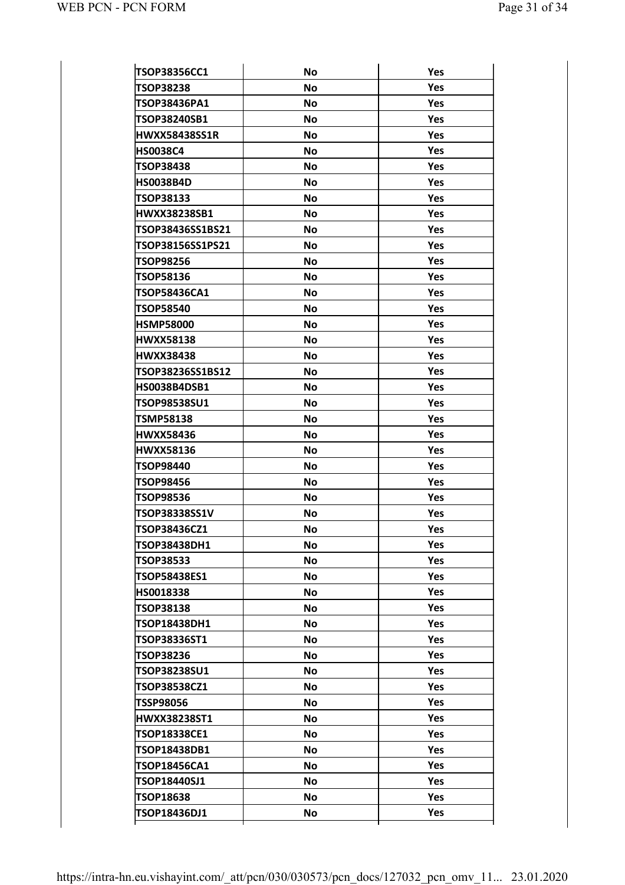| | | |
|---|---|---|
| TSOP38356CC1 | No | Yes |
| TSOP38238 | No | Yes |
| TSOP38436PA1 | No | Yes |
| TSOP38240SB1 | No | Yes |
| HWXX58438SS1R | No | Yes |
| HS0038C4 | No | Yes |
| TSOP38438 | No | Yes |
| HS0038B4D | No | Yes |
| TSOP38133 | No | Yes |
| HWXX38238SB1 | No | Yes |
| TSOP38436SS1BS21 | No | Yes |
| TSOP38156SS1PS21 | No | Yes |
| TSOP98256 | No | Yes |
| TSOP58136 | No | Yes |
| TSOP58436CA1 | No | Yes |
| TSOP58540 | No | Yes |
| HSMP58000 | No | Yes |
| HWXX58138 | No | Yes |
| HWXX38438 | No | Yes |
| TSOP38236SS1BS12 | No | Yes |
| HS0038B4DSB1 | No | Yes |
| TSOP98538SU1 | No | Yes |
| TSMP58138 | No | Yes |
| HWXX58436 | No | Yes |
| HWXX58136 | No | Yes |
| TSOP98440 | No | Yes |
| TSOP98456 | No | Yes |
| TSOP98536 | No | Yes |
| TSOP38338SS1V | No | Yes |
| TSOP38436CZ1 | No | Yes |
| TSOP38438DH1 | No | Yes |
| TSOP38533 | No | Yes |
| TSOP58438ES1 | No | Yes |
| HS0018338 | No | Yes |
| TSOP38138 | No | Yes |
| TSOP18438DH1 | No | Yes |
| TSOP38336ST1 | No | Yes |
| TSOP38236 | No | Yes |
| TSOP38238SU1 | No | Yes |
| TSOP38538CZ1 | No | Yes |
| TSSP98056 | No | Yes |
| HWXX38238ST1 | No | Yes |
| TSOP18338CE1 | No | Yes |
| TSOP18438DB1 | No | Yes |
| TSOP18456CA1 | No | Yes |
| TSOP18440SJ1 | No | Yes |
| TSOP18638 | No | Yes |
| TSOP18436DJ1 | No | Yes |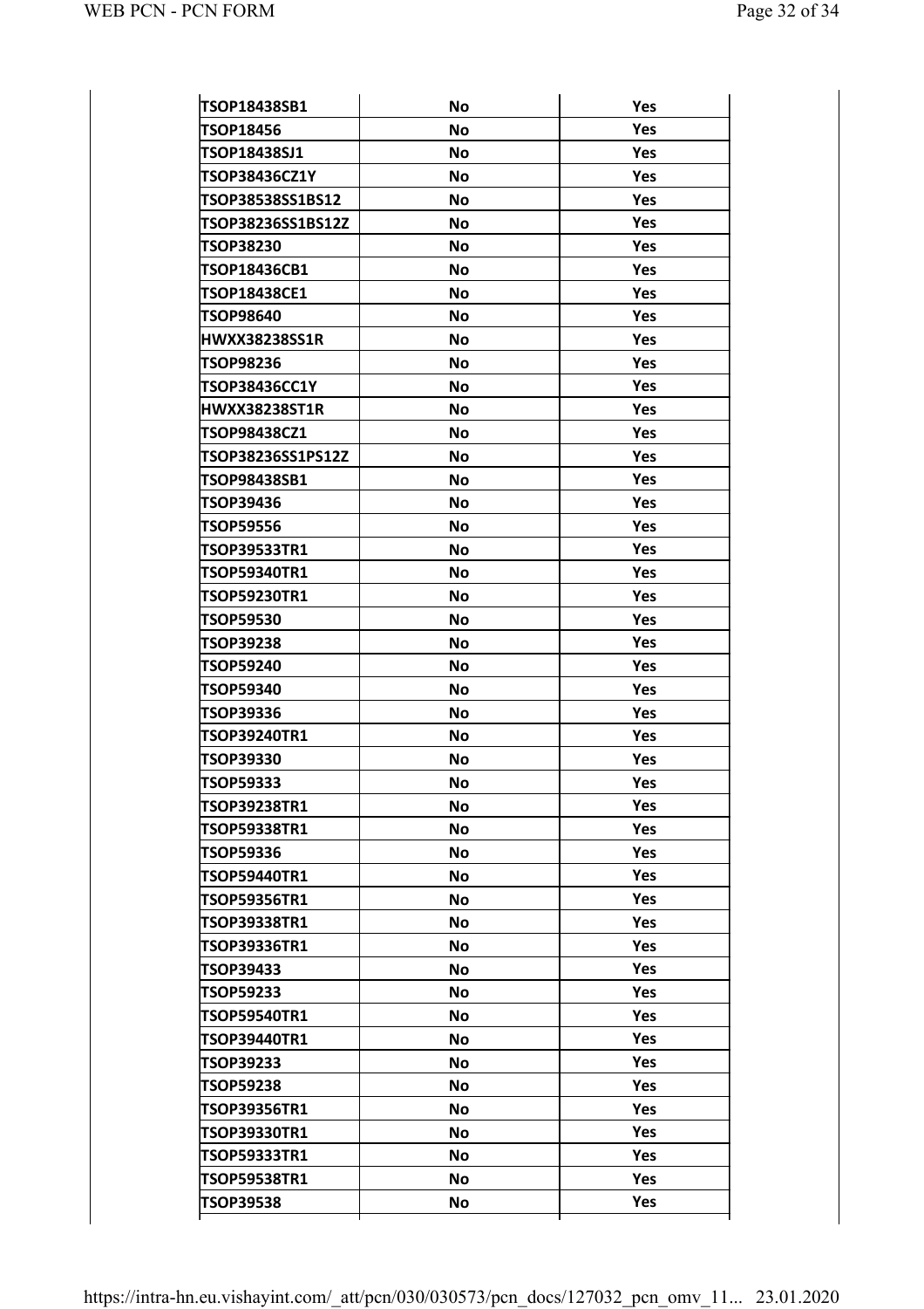| | | |
|---|---|---|
| TSOP18438SB1 | No | Yes |
| TSOP18456 | No | Yes |
| TSOP18438SJ1 | No | Yes |
| TSOP38436CZ1Y | No | Yes |
| TSOP38538SS1BS12 | No | Yes |
| TSOP38236SS1BS12Z | No | Yes |
| TSOP38230 | No | Yes |
| TSOP18436CB1 | No | Yes |
| TSOP18438CE1 | No | Yes |
| TSOP98640 | No | Yes |
| HWXX38238SS1R | No | Yes |
| TSOP98236 | No | Yes |
| TSOP38436CC1Y | No | Yes |
| HWXX38238ST1R | No | Yes |
| TSOP98438CZ1 | No | Yes |
| TSOP38236SS1PS12Z | No | Yes |
| TSOP98438SB1 | No | Yes |
| TSOP39436 | No | Yes |
| TSOP59556 | No | Yes |
| TSOP39533TR1 | No | Yes |
| TSOP59340TR1 | No | Yes |
| TSOP59230TR1 | No | Yes |
| TSOP59530 | No | Yes |
| TSOP39238 | No | Yes |
| TSOP59240 | No | Yes |
| TSOP59340 | No | Yes |
| TSOP39336 | No | Yes |
| TSOP39240TR1 | No | Yes |
| TSOP39330 | No | Yes |
| TSOP59333 | No | Yes |
| TSOP39238TR1 | No | Yes |
| TSOP59338TR1 | No | Yes |
| TSOP59336 | No | Yes |
| TSOP59440TR1 | No | Yes |
| TSOP59356TR1 | No | Yes |
| TSOP39338TR1 | No | Yes |
| TSOP39336TR1 | No | Yes |
| TSOP39433 | No | Yes |
| TSOP59233 | No | Yes |
| TSOP59540TR1 | No | Yes |
| TSOP39440TR1 | No | Yes |
| TSOP39233 | No | Yes |
| TSOP59238 | No | Yes |
| TSOP39356TR1 | No | Yes |
| TSOP39330TR1 | No | Yes |
| TSOP59333TR1 | No | Yes |
| TSOP59538TR1 | No | Yes |
| TSOP39538 | No | Yes |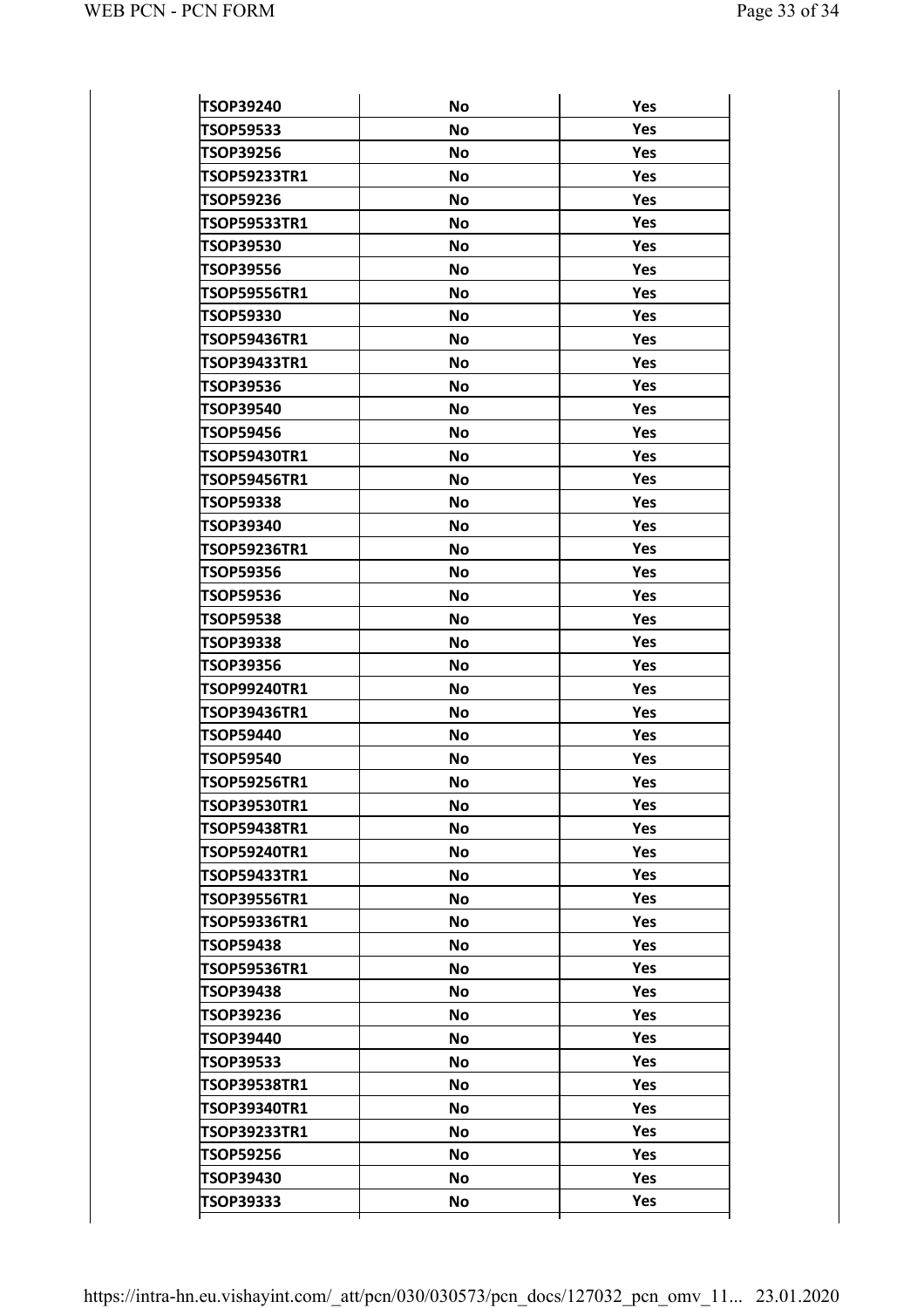| | | |
|---|---|---|
| TSOP39240 | No | Yes |
| TSOP59533 | No | Yes |
| TSOP39256 | No | Yes |
| TSOP59233TR1 | No | Yes |
| TSOP59236 | No | Yes |
| TSOP59533TR1 | No | Yes |
| TSOP39530 | No | Yes |
| TSOP39556 | No | Yes |
| TSOP59556TR1 | No | Yes |
| TSOP59330 | No | Yes |
| TSOP59436TR1 | No | Yes |
| TSOP39433TR1 | No | Yes |
| TSOP39536 | No | Yes |
| TSOP39540 | No | Yes |
| TSOP59456 | No | Yes |
| TSOP59430TR1 | No | Yes |
| TSOP59456TR1 | No | Yes |
| TSOP59338 | No | Yes |
| TSOP39340 | No | Yes |
| TSOP59236TR1 | No | Yes |
| TSOP59356 | No | Yes |
| TSOP59536 | No | Yes |
| TSOP59538 | No | Yes |
| TSOP39338 | No | Yes |
| TSOP39356 | No | Yes |
| TSOP99240TR1 | No | Yes |
| TSOP39436TR1 | No | Yes |
| TSOP59440 | No | Yes |
| TSOP59540 | No | Yes |
| TSOP59256TR1 | No | Yes |
| TSOP39530TR1 | No | Yes |
| TSOP59438TR1 | No | Yes |
| TSOP59240TR1 | No | Yes |
| TSOP59433TR1 | No | Yes |
| TSOP39556TR1 | No | Yes |
| TSOP59336TR1 | No | Yes |
| TSOP59438 | No | Yes |
| TSOP59536TR1 | No | Yes |
| TSOP39438 | No | Yes |
| TSOP39236 | No | Yes |
| TSOP39440 | No | Yes |
| TSOP39533 | No | Yes |
| TSOP39538TR1 | No | Yes |
| TSOP39340TR1 | No | Yes |
| TSOP39233TR1 | No | Yes |
| TSOP59256 | No | Yes |
| TSOP39430 | No | Yes |
| TSOP39333 | No | Yes |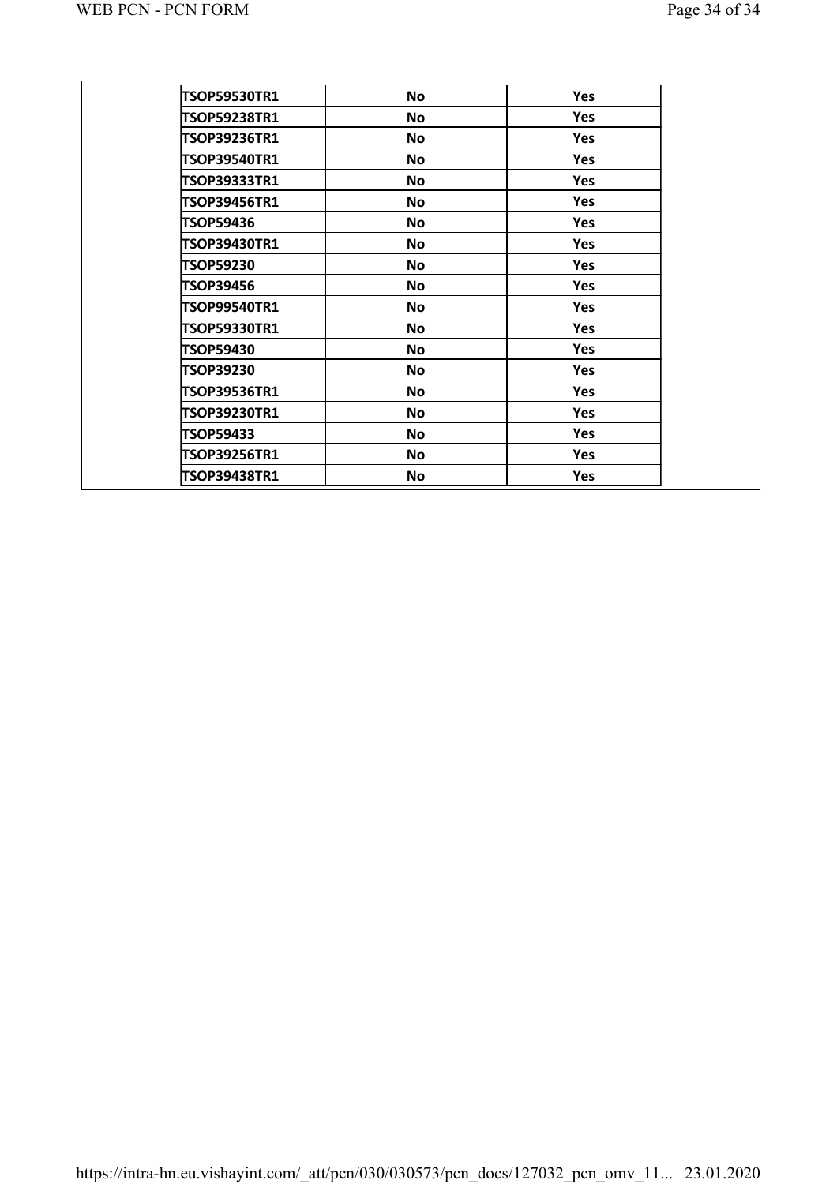| | | |
|---|---|---|
| **TSOP59530TR1** | **No** | **Yes** |
| **TSOP59238TR1** | **No** | **Yes** |
| **TSOP39236TR1** | **No** | **Yes** |
| **TSOP39540TR1** | **No** | **Yes** |
| **TSOP39333TR1** | **No** | **Yes** |
| **TSOP39456TR1** | **No** | **Yes** |
| **TSOP59436** | **No** | **Yes** |
| **TSOP39430TR1** | **No** | **Yes** |
| **TSOP59230** | **No** | **Yes** |
| **TSOP39456** | **No** | **Yes** |
| **TSOP99540TR1** | **No** | **Yes** |
| **TSOP59330TR1** | **No** | **Yes** |
| **TSOP59430** | **No** | **Yes** |
| **TSOP39230** | **No** | **Yes** |
| **TSOP39536TR1** | **No** | **Yes** |
| **TSOP39230TR1** | **No** | **Yes** |
| **TSOP59433** | **No** | **Yes** |
| **TSOP39256TR1** | **No** | **Yes** |
| **TSOP39438TR1** | **No** | **Yes** |